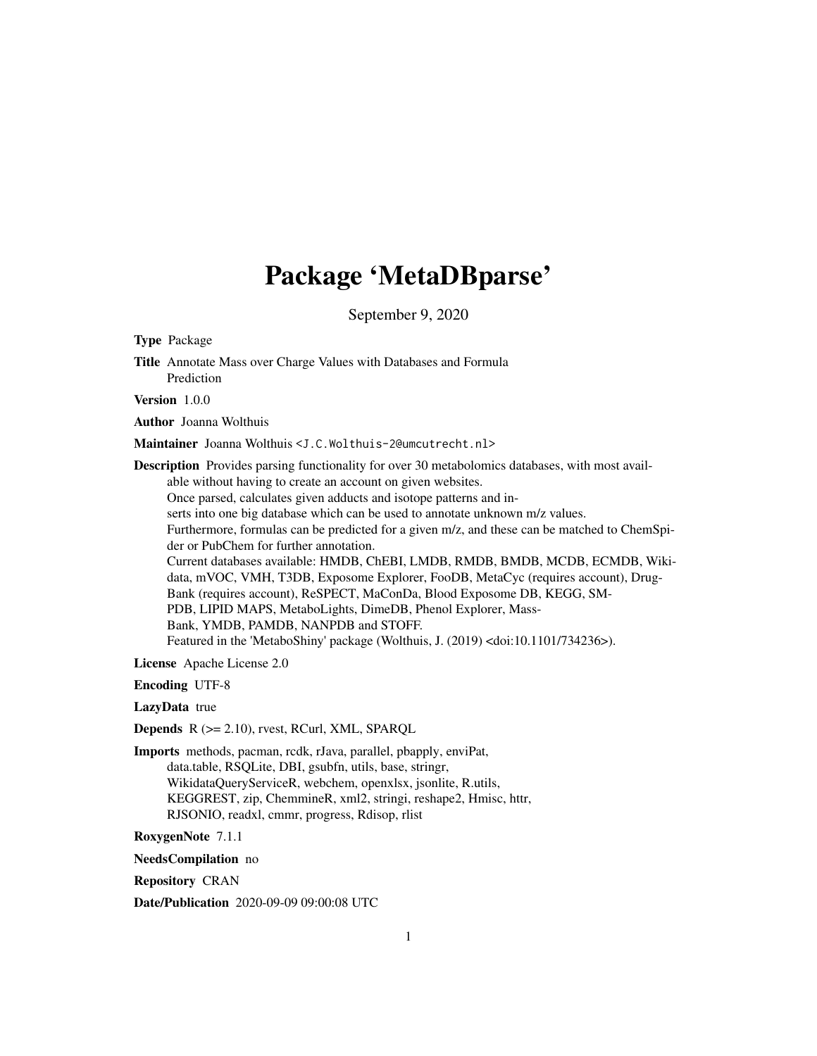# Package 'MetaDBparse'

September 9, 2020

**Type** Package

**Title** Annotate Mass over Charge Values with Databases and Formula Prediction

**Version** 1.0.0

**Author** Joanna Wolthuis

**Maintainer** Joanna Wolthuis <J.C.Wolthuis-2@umcutrecht.nl>

**Description** Provides parsing functionality for over 30 metabolomics databases, with most available without having to create an account on given websites.
Once parsed, calculates given adducts and isotope patterns and inserts into one big database which can be used to annotate unknown m/z values.
Furthermore, formulas can be predicted for a given m/z, and these can be matched to ChemSpider or PubChem for further annotation.
Current databases available: HMDB, ChEBI, LMDB, RMDB, BMDB, MCDB, ECMDB, Wikidata, mVOC, VMH, T3DB, Exposome Explorer, FooDB, MetaCyc (requires account), DrugBank (requires account), ReSPECT, MaConDa, Blood Exposome DB, KEGG, SMPDB, LIPID MAPS, MetaboLights, DimeDB, Phenol Explorer, MassBank, YMDB, PAMDB, NANPDB and STOFF.
Featured in the 'MetaboShiny' package (Wolthuis, J. (2019) <doi:10.1101/734236>).

**License** Apache License 2.0

**Encoding** UTF-8

**LazyData** true

**Depends** R (>= 2.10), rvest, RCurl, XML, SPARQL

**Imports** methods, pacman, rcdk, rJava, parallel, pbapply, enviPat, data.table, RSQLite, DBI, gsubfn, utils, base, stringr, WikidataQueryServiceR, webchem, openxlsx, jsonlite, R.utils, KEGGREST, zip, ChemmineR, xml2, stringi, reshape2, Hmisc, httr, RJSONIO, readxl, cmmr, progress, Rdisop, rlist

**RoxygenNote** 7.1.1

**NeedsCompilation** no

**Repository** CRAN

**Date/Publication** 2020-09-09 09:00:08 UTC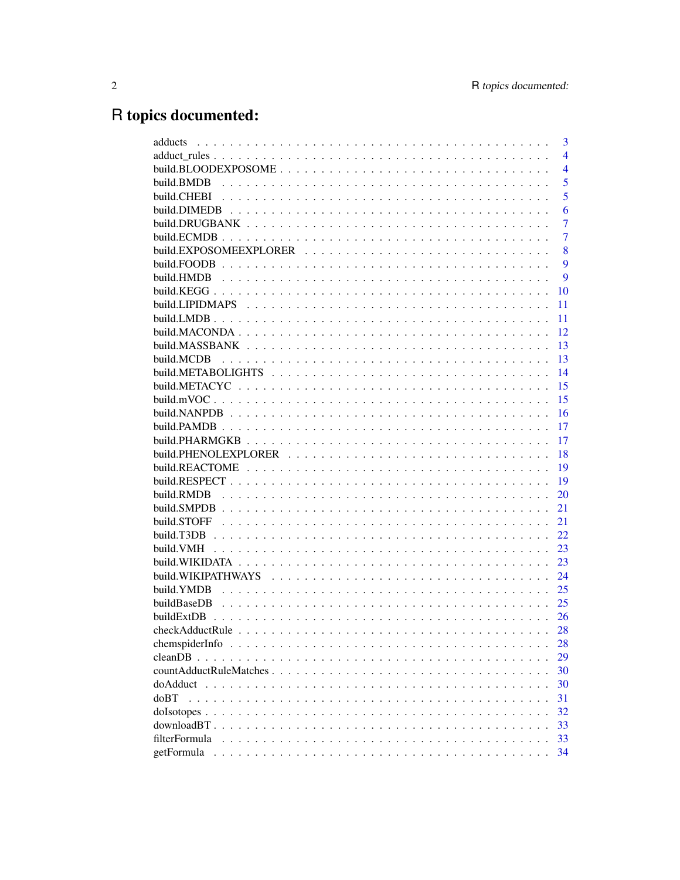# R topics documented:

adducts . . . . . . . . . . . . . . . . . . . . . . . . . . . . . . . . . . . . . . . . . . 3
adduct_rules . . . . . . . . . . . . . . . . . . . . . . . . . . . . . . . . . . . . . . . . . 4
build.BLOODEXPOSOME . . . . . . . . . . . . . . . . . . . . . . . . . . . . . . . . . . . . 4
build.BMDB . . . . . . . . . . . . . . . . . . . . . . . . . . . . . . . . . . . . . . . . . 5
build.CHEBI . . . . . . . . . . . . . . . . . . . . . . . . . . . . . . . . . . . . . . . . . 5
build.DIMEDB . . . . . . . . . . . . . . . . . . . . . . . . . . . . . . . . . . . . . . . . 6
build.DRUGBANK . . . . . . . . . . . . . . . . . . . . . . . . . . . . . . . . . . . . . . 7
build.ECMDB . . . . . . . . . . . . . . . . . . . . . . . . . . . . . . . . . . . . . . . . 7
build.EXPOSOMEEXPLORER . . . . . . . . . . . . . . . . . . . . . . . . . . . . . . . . . 8
build.FOODB . . . . . . . . . . . . . . . . . . . . . . . . . . . . . . . . . . . . . . . . 9
build.HMDB . . . . . . . . . . . . . . . . . . . . . . . . . . . . . . . . . . . . . . . . 9
build.KEGG . . . . . . . . . . . . . . . . . . . . . . . . . . . . . . . . . . . . . . . . 10
build.LIPIDMAPS . . . . . . . . . . . . . . . . . . . . . . . . . . . . . . . . . . . . . 11
build.LMDB . . . . . . . . . . . . . . . . . . . . . . . . . . . . . . . . . . . . . . . . 11
build.MACONDA . . . . . . . . . . . . . . . . . . . . . . . . . . . . . . . . . . . . . . 12
build.MASSBANK . . . . . . . . . . . . . . . . . . . . . . . . . . . . . . . . . . . . . 13
build.MCDB . . . . . . . . . . . . . . . . . . . . . . . . . . . . . . . . . . . . . . . . 13
build.METABOLIGHTS . . . . . . . . . . . . . . . . . . . . . . . . . . . . . . . . . . . 14
build.METACYC . . . . . . . . . . . . . . . . . . . . . . . . . . . . . . . . . . . . . . 15
build.mVOC . . . . . . . . . . . . . . . . . . . . . . . . . . . . . . . . . . . . . . . . 15
build.NANPDB . . . . . . . . . . . . . . . . . . . . . . . . . . . . . . . . . . . . . . . 16
build.PAMDB . . . . . . . . . . . . . . . . . . . . . . . . . . . . . . . . . . . . . . . . 17
build.PHARMGKB . . . . . . . . . . . . . . . . . . . . . . . . . . . . . . . . . . . . . 17
build.PHENOLEXPLORER . . . . . . . . . . . . . . . . . . . . . . . . . . . . . . . . . . 18
build.REACTOME . . . . . . . . . . . . . . . . . . . . . . . . . . . . . . . . . . . . . 19
build.RESPECT . . . . . . . . . . . . . . . . . . . . . . . . . . . . . . . . . . . . . . 19
build.RMDB . . . . . . . . . . . . . . . . . . . . . . . . . . . . . . . . . . . . . . . . 20
build.SMPDB . . . . . . . . . . . . . . . . . . . . . . . . . . . . . . . . . . . . . . . 21
build.STOFF . . . . . . . . . . . . . . . . . . . . . . . . . . . . . . . . . . . . . . . . 21
build.T3DB . . . . . . . . . . . . . . . . . . . . . . . . . . . . . . . . . . . . . . . . 22
build.VMH . . . . . . . . . . . . . . . . . . . . . . . . . . . . . . . . . . . . . . . . . 23
build.WIKIDATA . . . . . . . . . . . . . . . . . . . . . . . . . . . . . . . . . . . . . . 23
build.WIKIPATHWAYS . . . . . . . . . . . . . . . . . . . . . . . . . . . . . . . . . . . 24
build.YMDB . . . . . . . . . . . . . . . . . . . . . . . . . . . . . . . . . . . . . . . . 25
buildBaseDB . . . . . . . . . . . . . . . . . . . . . . . . . . . . . . . . . . . . . . . . 25
buildExtDB . . . . . . . . . . . . . . . . . . . . . . . . . . . . . . . . . . . . . . . . 26
checkAdductRule . . . . . . . . . . . . . . . . . . . . . . . . . . . . . . . . . . . . . 28
chemspiderInfo . . . . . . . . . . . . . . . . . . . . . . . . . . . . . . . . . . . . . . 28
cleanDB . . . . . . . . . . . . . . . . . . . . . . . . . . . . . . . . . . . . . . . . . . 29
countAdductRuleMatches . . . . . . . . . . . . . . . . . . . . . . . . . . . . . . . . . 30
doAdduct . . . . . . . . . . . . . . . . . . . . . . . . . . . . . . . . . . . . . . . . . 30
doBT . . . . . . . . . . . . . . . . . . . . . . . . . . . . . . . . . . . . . . . . . . . 31
doIsotopes . . . . . . . . . . . . . . . . . . . . . . . . . . . . . . . . . . . . . . . . 32
downloadBT . . . . . . . . . . . . . . . . . . . . . . . . . . . . . . . . . . . . . . . . 33
filterFormula . . . . . . . . . . . . . . . . . . . . . . . . . . . . . . . . . . . . . . . 33
getFormula . . . . . . . . . . . . . . . . . . . . . . . . . . . . . . . . . . . . . . . . 34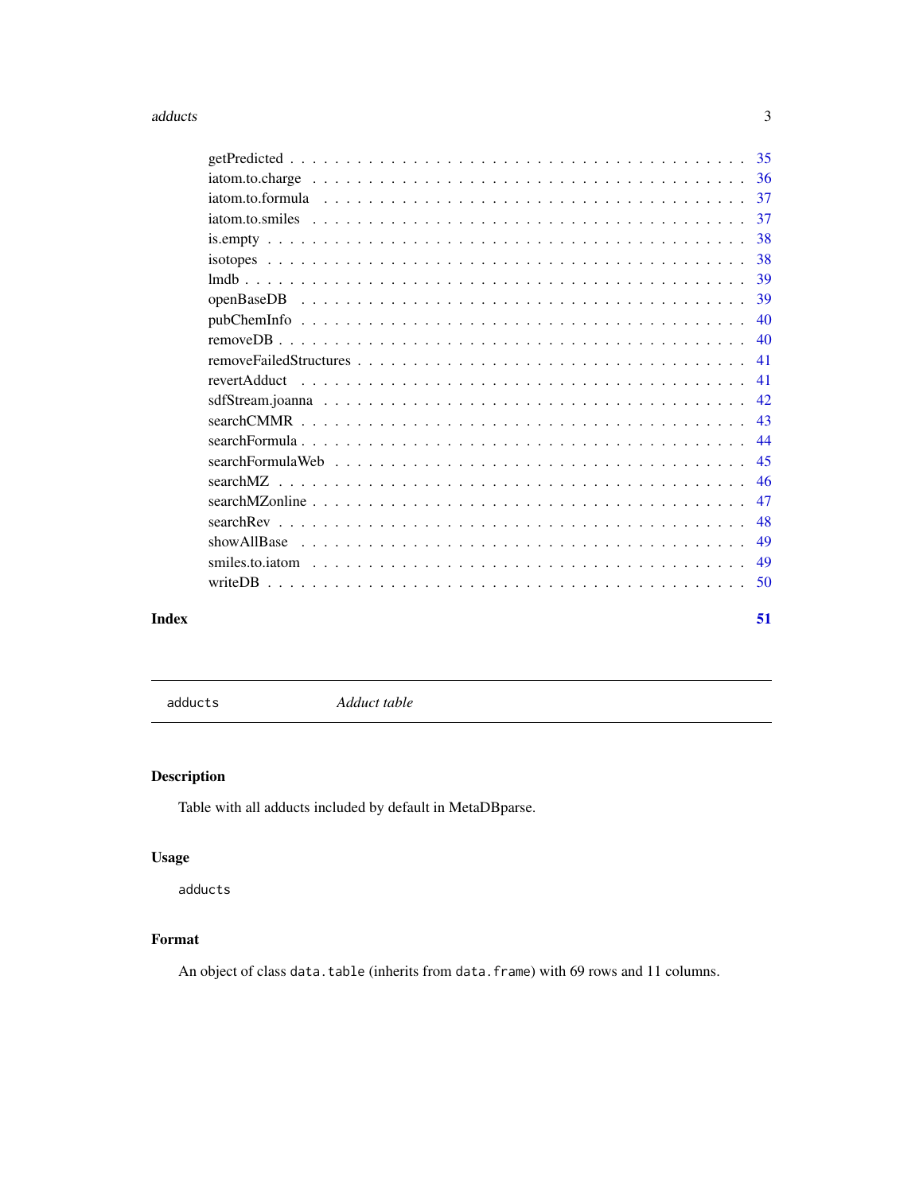| | |
|---|---|
| getPredicted | 35 |
| iatom.to.charge | 36 |
| iatom.to.formula | 37 |
| iatom.to.smiles | 37 |
| is.empty | 38 |
| isotopes | 38 |
| lmdb | 39 |
| openBaseDB | 39 |
| pubChemInfo | 40 |
| removeDB | 40 |
| removeFailedStructures | 41 |
| revertAdduct | 41 |
| sdfStream.joanna | 42 |
| searchCMMR | 43 |
| searchFormula | 44 |
| searchFormulaWeb | 45 |
| searchMZ | 46 |
| searchMZonline | 47 |
| searchRev | 48 |
| showAllBase | 49 |
| smiles.to.iatom | 49 |
| writeDB | 50 |

**Index** **51**

---

`adducts` *Adduct table*

---

## Description

Table with all adducts included by default in MetaDBparse.

## Usage

```
adducts
```

## Format

An object of class `data.table` (inherits from `data.frame`) with 69 rows and 11 columns.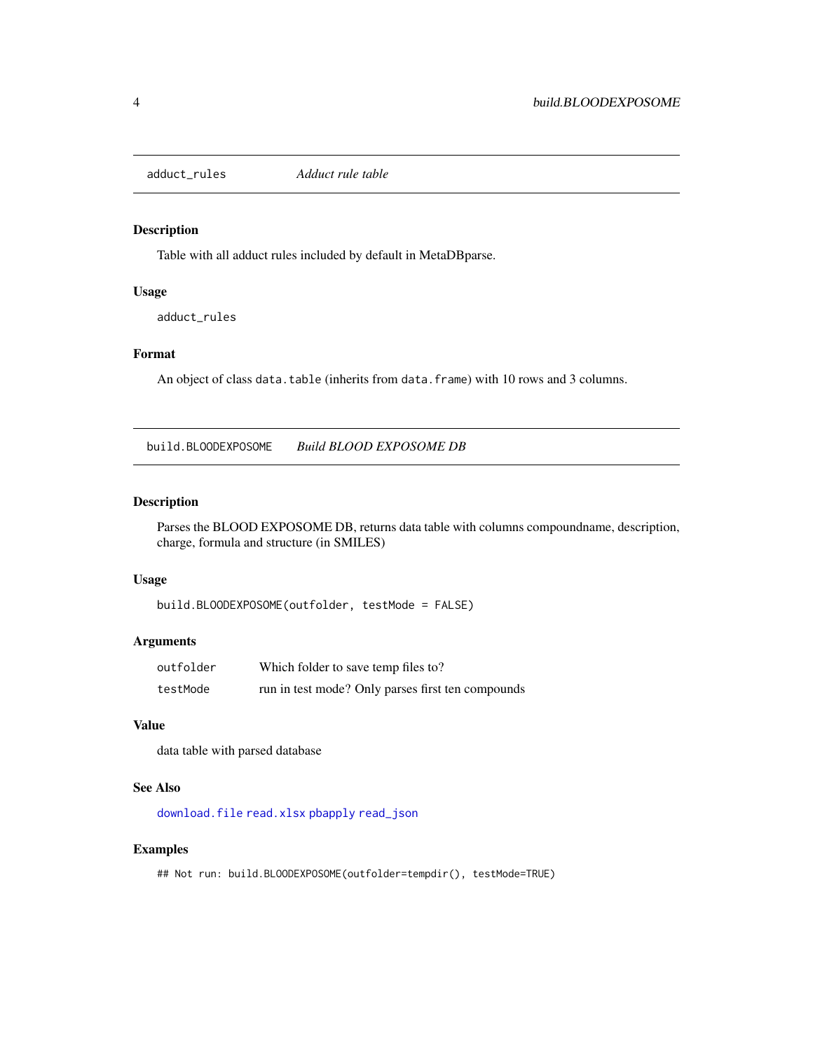## adduct_rules *Adduct rule table*

### Description

Table with all adduct rules included by default in MetaDBparse.

### Usage

```
adduct_rules
```

### Format

An object of class `data.table` (inherits from `data.frame`) with 10 rows and 3 columns.

## build.BLOODEXPOSOME *Build BLOOD EXPOSOME DB*

### Description

Parses the BLOOD EXPOSOME DB, returns data table with columns compoundname, description, charge, formula and structure (in SMILES)

### Usage

```
build.BLOODEXPOSOME(outfolder, testMode = FALSE)
```

### Arguments

| | |
|---|---|
| `outfolder` | Which folder to save temp files to? |
| `testMode` | run in test mode? Only parses first ten compounds |

### Value

data table with parsed database

### See Also

`download.file` `read.xlsx` `pbapply` `read_json`

### Examples

```
## Not run: build.BLOODEXPOSOME(outfolder=tempdir(), testMode=TRUE)
```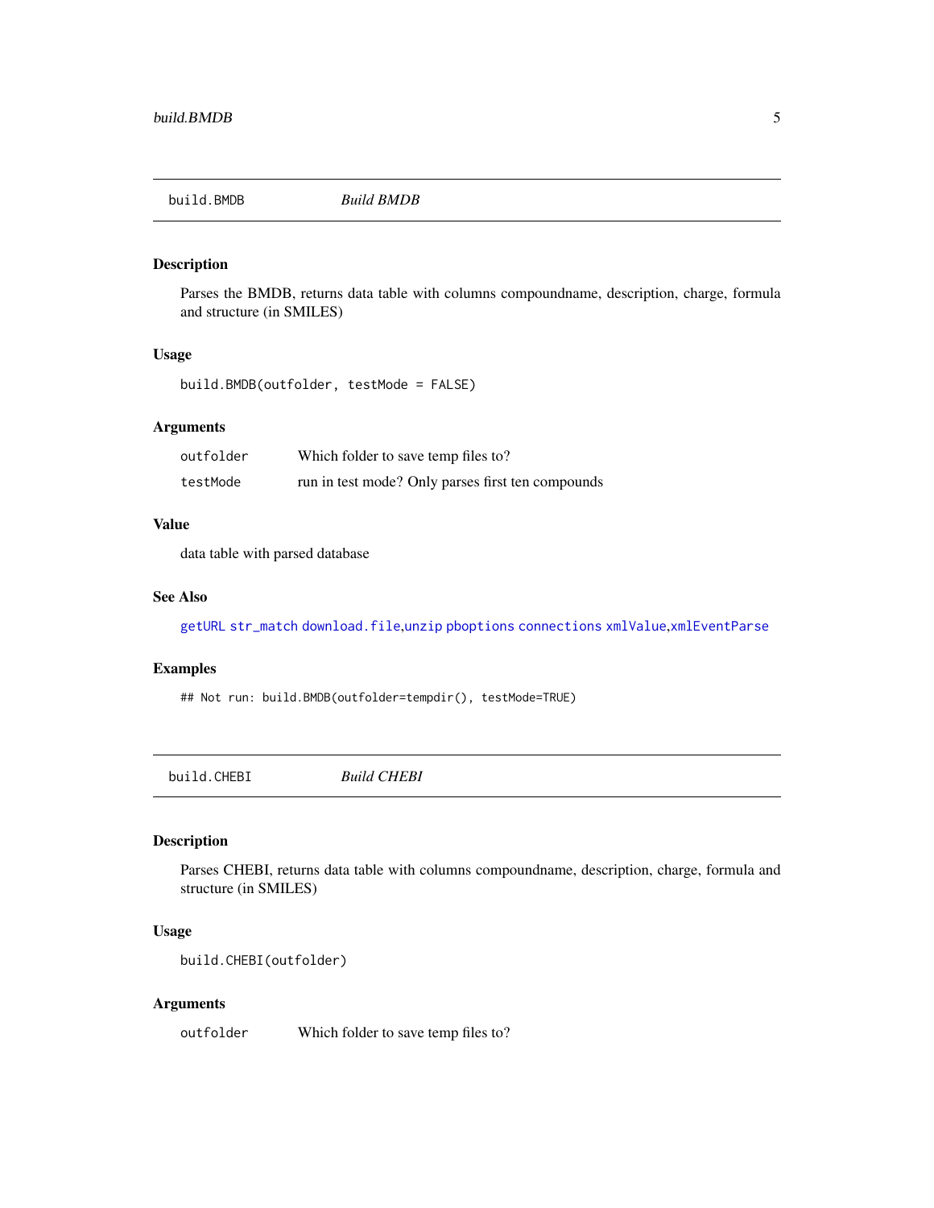## build.BMDB — *Build BMDB*

### Description

Parses the BMDB, returns data table with columns compoundname, description, charge, formula and structure (in SMILES)

### Usage

```
build.BMDB(outfolder, testMode = FALSE)
```

### Arguments

| | |
|---|---|
| `outfolder` | Which folder to save temp files to? |
| `testMode` | run in test mode? Only parses first ten compounds |

### Value

data table with parsed database

### See Also

`getURL` `str_match` `download.file`,`unzip` `pboptions` `connections` `xmlValue`,`xmlEventParse`

### Examples

```
## Not run: build.BMDB(outfolder=tempdir(), testMode=TRUE)
```

## build.CHEBI — *Build CHEBI*

### Description

Parses CHEBI, returns data table with columns compoundname, description, charge, formula and structure (in SMILES)

### Usage

```
build.CHEBI(outfolder)
```

### Arguments

| | |
|---|---|
| `outfolder` | Which folder to save temp files to? |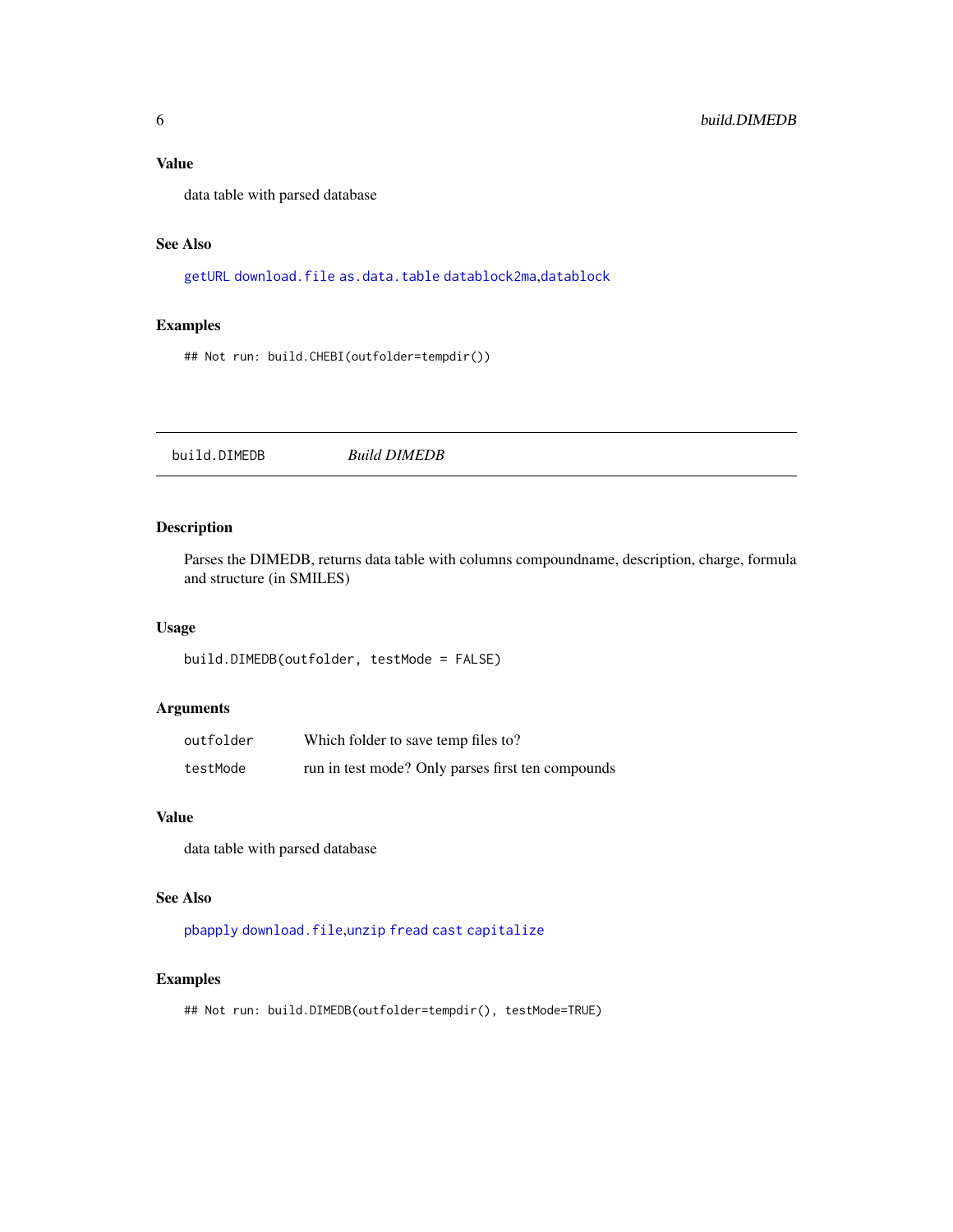## Value

data table with parsed database

## See Also

`getURL` `download.file` `as.data.table` `datablock2ma`,`datablock`

## Examples

```
## Not run: build.CHEBI(outfolder=tempdir())
```

---

# build.DIMEDB *Build DIMEDB*

## Description

Parses the DIMEDB, returns data table with columns compoundname, description, charge, formula and structure (in SMILES)

## Usage

```
build.DIMEDB(outfolder, testMode = FALSE)
```

## Arguments

| | |
|---|---|
| `outfolder` | Which folder to save temp files to? |
| `testMode` | run in test mode? Only parses first ten compounds |

## Value

data table with parsed database

## See Also

`pbapply` `download.file`,`unzip` `fread` `cast` `capitalize`

## Examples

```
## Not run: build.DIMEDB(outfolder=tempdir(), testMode=TRUE)
```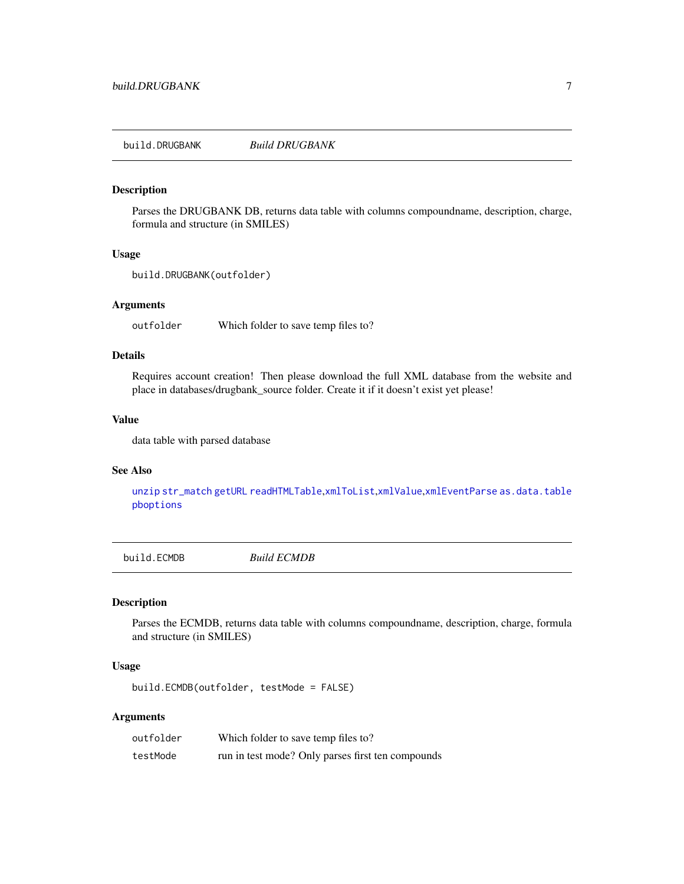## build.DRUGBANK    *Build DRUGBANK*

### Description

Parses the DRUGBANK DB, returns data table with columns compoundname, description, charge, formula and structure (in SMILES)

### Usage

```
build.DRUGBANK(outfolder)
```

### Arguments

| | |
|---|---|
| `outfolder` | Which folder to save temp files to? |

### Details

Requires account creation! Then please download the full XML database from the website and place in databases/drugbank_source folder. Create it if it doesn't exist yet please!

### Value

data table with parsed database

### See Also

`unzip` `str_match` `getURL` `readHTMLTable`,`xmlToList`,`xmlValue`,`xmlEventParse` `as.data.table` `pboptions`

## build.ECMDB    *Build ECMDB*

### Description

Parses the ECMDB, returns data table with columns compoundname, description, charge, formula and structure (in SMILES)

### Usage

```
build.ECMDB(outfolder, testMode = FALSE)
```

### Arguments

| | |
|---|---|
| `outfolder` | Which folder to save temp files to? |
| `testMode` | run in test mode? Only parses first ten compounds |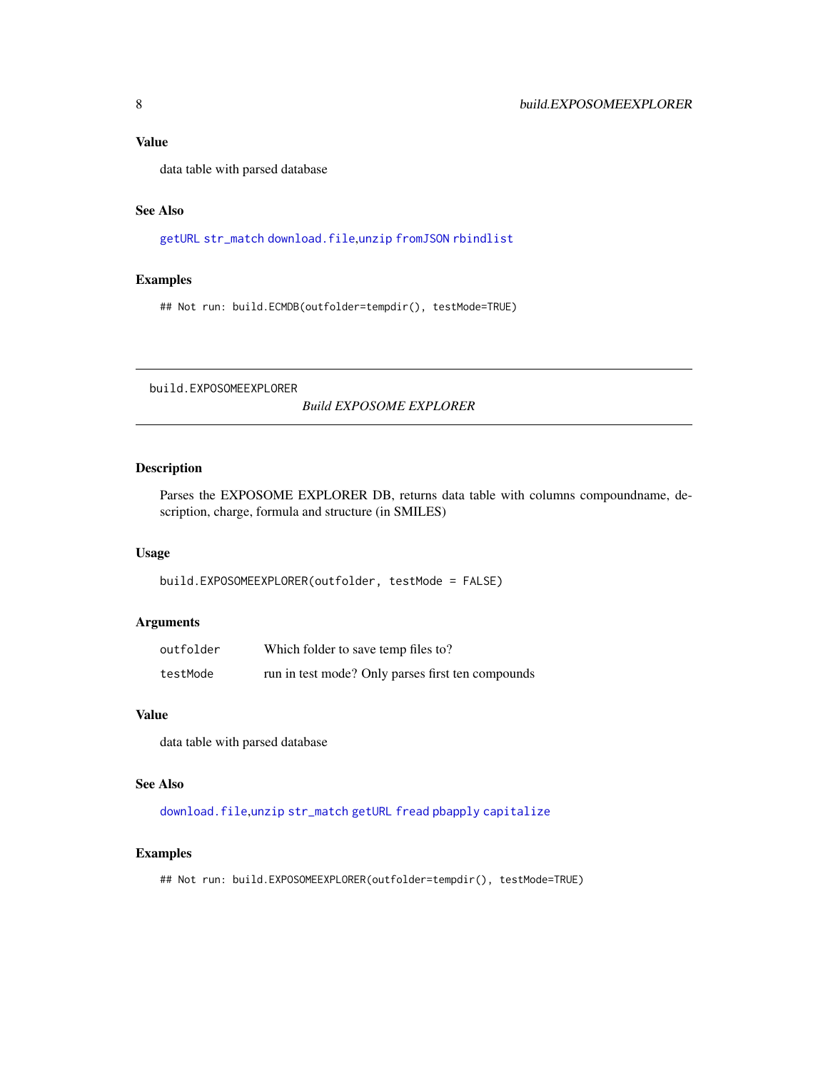## Value

data table with parsed database

## See Also

getURL str_match download.file,unzip fromJSON rbindlist

## Examples

```
## Not run: build.ECMDB(outfolder=tempdir(), testMode=TRUE)
```

---

build.EXPOSOMEEXPLORER

# *Build EXPOSOME EXPLORER*

---

## Description

Parses the EXPOSOME EXPLORER DB, returns data table with columns compoundname, description, charge, formula and structure (in SMILES)

## Usage

```
build.EXPOSOMEEXPLORER(outfolder, testMode = FALSE)
```

## Arguments

| | |
|---|---|
| outfolder | Which folder to save temp files to? |
| testMode | run in test mode? Only parses first ten compounds |

## Value

data table with parsed database

## See Also

download.file,unzip str_match getURL fread pbapply capitalize

## Examples

```
## Not run: build.EXPOSOMEEXPLORER(outfolder=tempdir(), testMode=TRUE)
```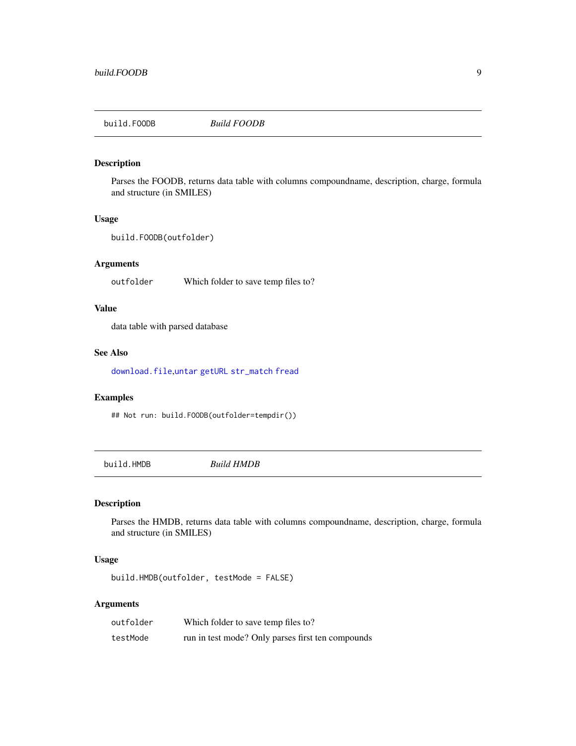## build.FOODB *Build FOODB*

### Description

Parses the FOODB, returns data table with columns compoundname, description, charge, formula and structure (in SMILES)

### Usage

```
build.FOODB(outfolder)
```

### Arguments

| | |
|---|---|
| outfolder | Which folder to save temp files to? |

### Value

data table with parsed database

### See Also

download.file,untar getURL str_match fread

### Examples

```
## Not run: build.FOODB(outfolder=tempdir())
```

## build.HMDB *Build HMDB*

### Description

Parses the HMDB, returns data table with columns compoundname, description, charge, formula and structure (in SMILES)

### Usage

```
build.HMDB(outfolder, testMode = FALSE)
```

### Arguments

| | |
|---|---|
| outfolder | Which folder to save temp files to? |
| testMode | run in test mode? Only parses first ten compounds |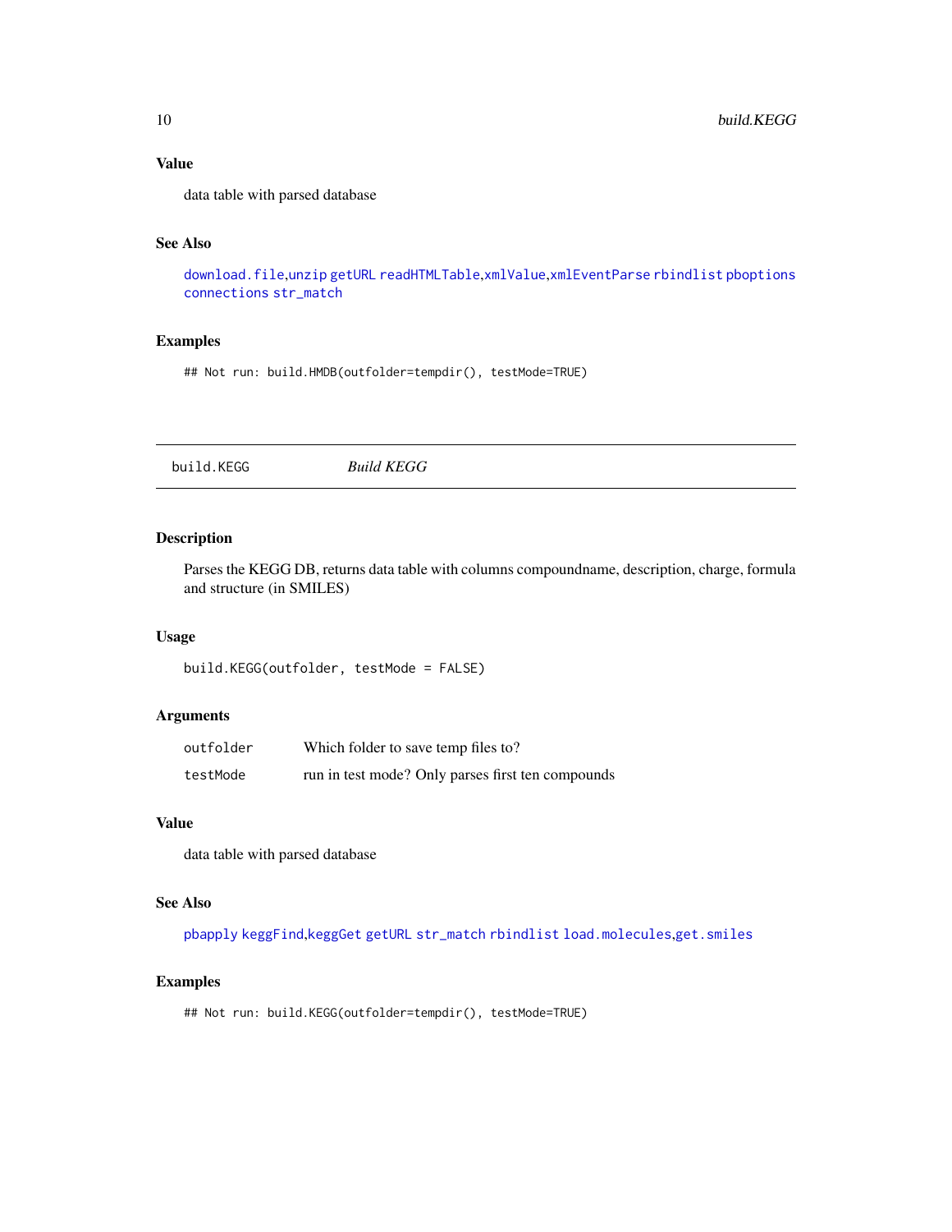### Value

data table with parsed database

### See Also

download.file,unzip getURL readHTMLTable,xmlValue,xmlEventParse rbindlist pboptions connections str_match

### Examples

```
## Not run: build.HMDB(outfolder=tempdir(), testMode=TRUE)
```

---

## build.KEGG *Build KEGG*

### Description

Parses the KEGG DB, returns data table with columns compoundname, description, charge, formula and structure (in SMILES)

### Usage

```
build.KEGG(outfolder, testMode = FALSE)
```

### Arguments

| | |
|---|---|
| outfolder | Which folder to save temp files to? |
| testMode | run in test mode? Only parses first ten compounds |

### Value

data table with parsed database

### See Also

pbapply keggFind,keggGet getURL str_match rbindlist load.molecules,get.smiles

### Examples

```
## Not run: build.KEGG(outfolder=tempdir(), testMode=TRUE)
```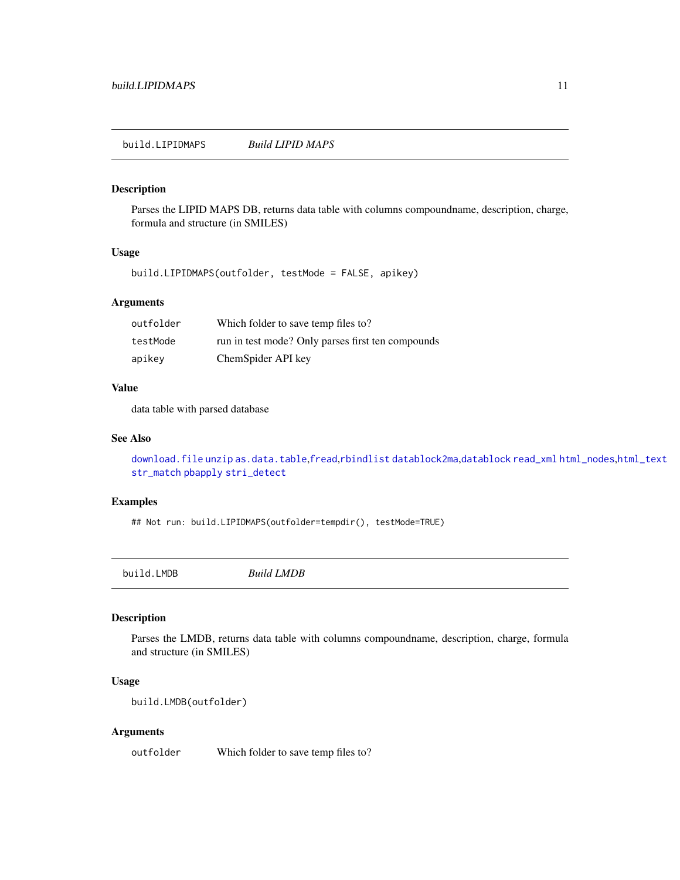## build.LIPIDMAPS *Build LIPID MAPS*

### Description

Parses the LIPID MAPS DB, returns data table with columns compoundname, description, charge, formula and structure (in SMILES)

### Usage

```
build.LIPIDMAPS(outfolder, testMode = FALSE, apikey)
```

### Arguments

| | |
|---|---|
| `outfolder` | Which folder to save temp files to? |
| `testMode` | run in test mode? Only parses first ten compounds |
| `apikey` | ChemSpider API key |

### Value

data table with parsed database

### See Also

`download.file` `unzip` `as.data.table`,`fread`,`rbindlist` `datablock2ma`,`datablock` `read_xml` `html_nodes`,`html_text` `str_match` `pbapply` `stri_detect`

### Examples

```
## Not run: build.LIPIDMAPS(outfolder=tempdir(), testMode=TRUE)
```

## build.LMDB *Build LMDB*

### Description

Parses the LMDB, returns data table with columns compoundname, description, charge, formula and structure (in SMILES)

### Usage

```
build.LMDB(outfolder)
```

### Arguments

| | |
|---|---|
| `outfolder` | Which folder to save temp files to? |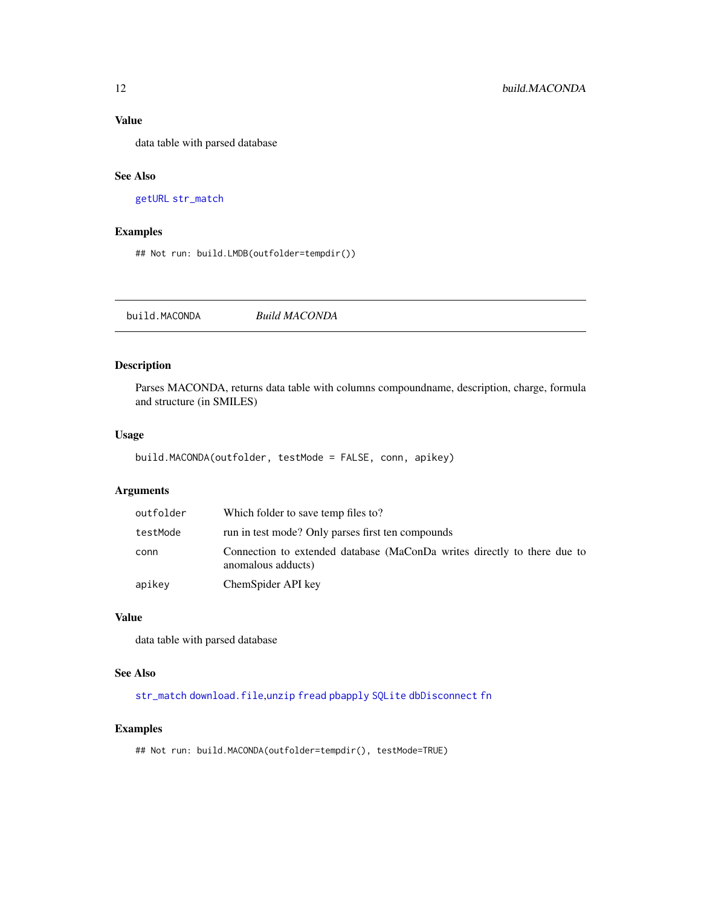### Value

data table with parsed database

### See Also

getURL str_match

### Examples

```
## Not run: build.LMDB(outfolder=tempdir())
```

---

## build.MACONDA *Build MACONDA*

### Description

Parses MACONDA, returns data table with columns compoundname, description, charge, formula and structure (in SMILES)

### Usage

```
build.MACONDA(outfolder, testMode = FALSE, conn, apikey)
```

### Arguments

| | |
|---|---|
| outfolder | Which folder to save temp files to? |
| testMode | run in test mode? Only parses first ten compounds |
| conn | Connection to extended database (MaConDa writes directly to there due to anomalous adducts) |
| apikey | ChemSpider API key |

### Value

data table with parsed database

### See Also

str_match download.file,unzip fread pbapply SQLite dbDisconnect fn

### Examples

```
## Not run: build.MACONDA(outfolder=tempdir(), testMode=TRUE)
```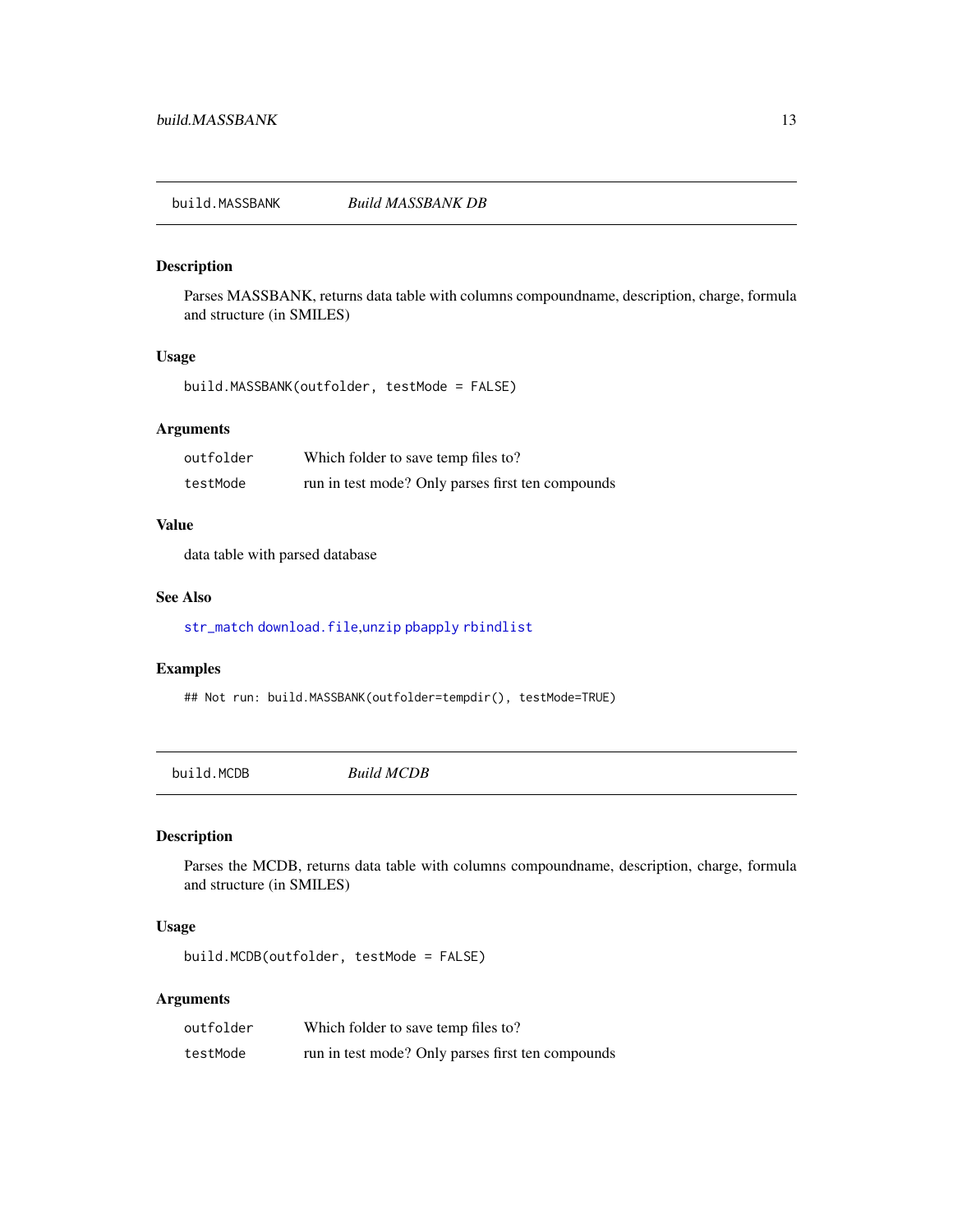## build.MASSBANK *Build MASSBANK DB*

### Description

Parses MASSBANK, returns data table with columns compoundname, description, charge, formula and structure (in SMILES)

### Usage

```
build.MASSBANK(outfolder, testMode = FALSE)
```

### Arguments

| | |
|---|---|
| `outfolder` | Which folder to save temp files to? |
| `testMode` | run in test mode? Only parses first ten compounds |

### Value

data table with parsed database

### See Also

`str_match` `download.file`,`unzip` `pbapply` `rbindlist`

### Examples

```
## Not run: build.MASSBANK(outfolder=tempdir(), testMode=TRUE)
```

## build.MCDB *Build MCDB*

### Description

Parses the MCDB, returns data table with columns compoundname, description, charge, formula and structure (in SMILES)

### Usage

```
build.MCDB(outfolder, testMode = FALSE)
```

### Arguments

| | |
|---|---|
| `outfolder` | Which folder to save temp files to? |
| `testMode` | run in test mode? Only parses first ten compounds |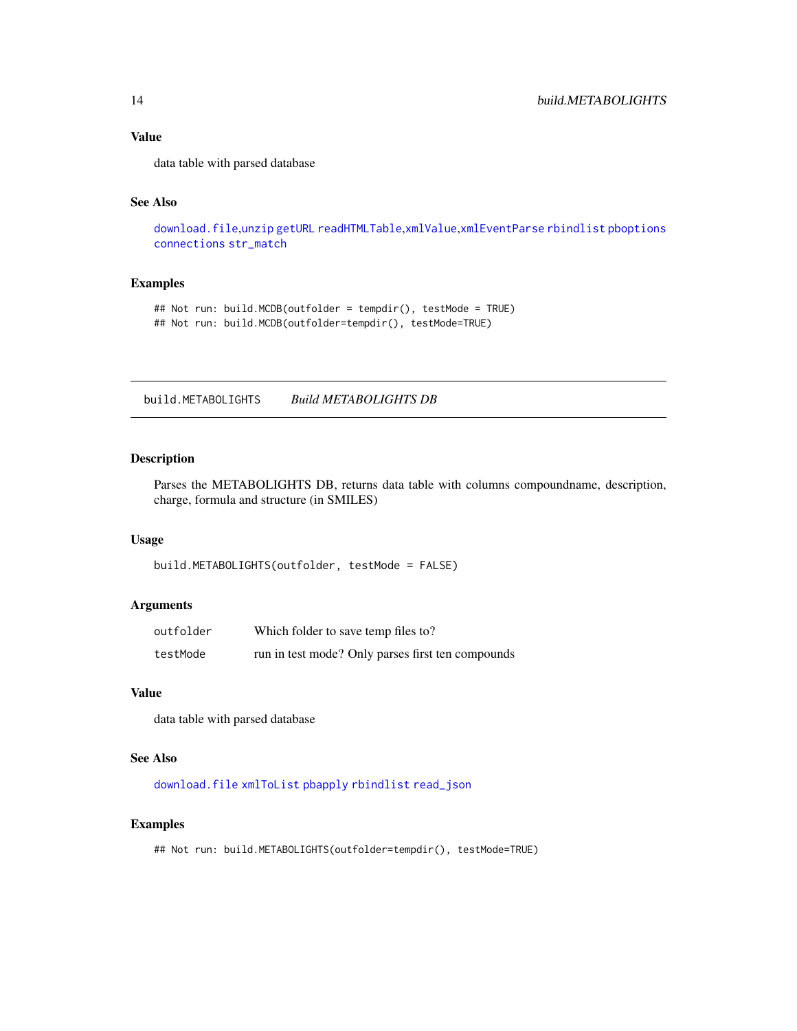### Value

data table with parsed database

### See Also

download.file,unzip getURL readHTMLTable,xmlValue,xmlEventParse rbindlist pboptions connections str_match

### Examples

```
## Not run: build.MCDB(outfolder = tempdir(), testMode = TRUE)
## Not run: build.MCDB(outfolder=tempdir(), testMode=TRUE)
```

---

## build.METABOLIGHTS *Build METABOLIGHTS DB*

---

### Description

Parses the METABOLIGHTS DB, returns data table with columns compoundname, description, charge, formula and structure (in SMILES)

### Usage

```
build.METABOLIGHTS(outfolder, testMode = FALSE)
```

### Arguments

| | |
|---|---|
| outfolder | Which folder to save temp files to? |
| testMode | run in test mode? Only parses first ten compounds |

### Value

data table with parsed database

### See Also

download.file xmlToList pbapply rbindlist read_json

### Examples

```
## Not run: build.METABOLIGHTS(outfolder=tempdir(), testMode=TRUE)
```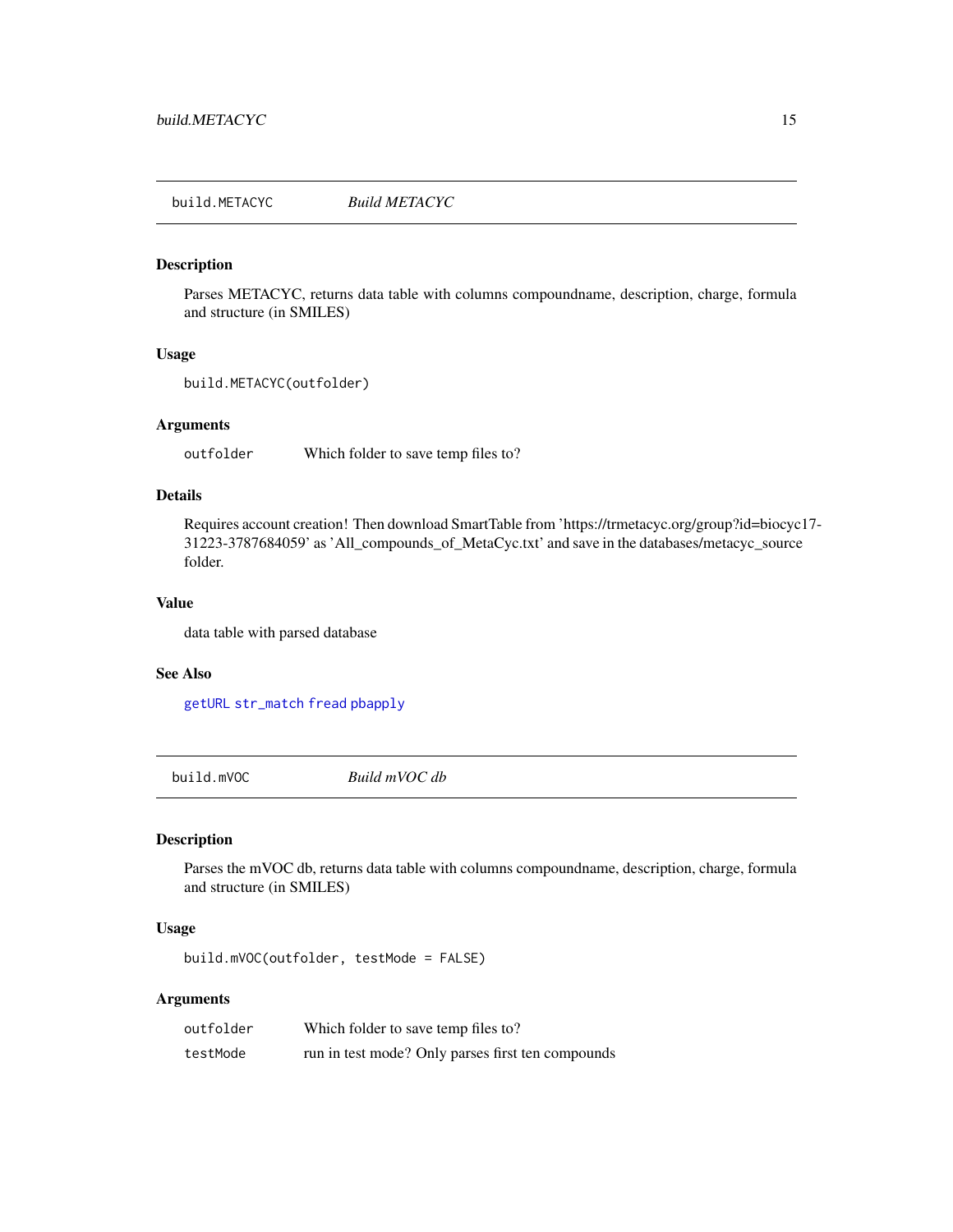## build.METACYC *Build METACYC*

### Description

Parses METACYC, returns data table with columns compoundname, description, charge, formula and structure (in SMILES)

### Usage

```
build.METACYC(outfolder)
```

### Arguments

| | |
|---|---|
| outfolder | Which folder to save temp files to? |

### Details

Requires account creation! Then download SmartTable from 'https://trmetacyc.org/group?id=biocyc17-31223-3787684059' as 'All_compounds_of_MetaCyc.txt' and save in the databases/metacyc_source folder.

### Value

data table with parsed database

### See Also

getURL str_match fread pbapply

## build.mVOC *Build mVOC db*

### Description

Parses the mVOC db, returns data table with columns compoundname, description, charge, formula and structure (in SMILES)

### Usage

```
build.mVOC(outfolder, testMode = FALSE)
```

### Arguments

| | |
|---|---|
| outfolder | Which folder to save temp files to? |
| testMode | run in test mode? Only parses first ten compounds |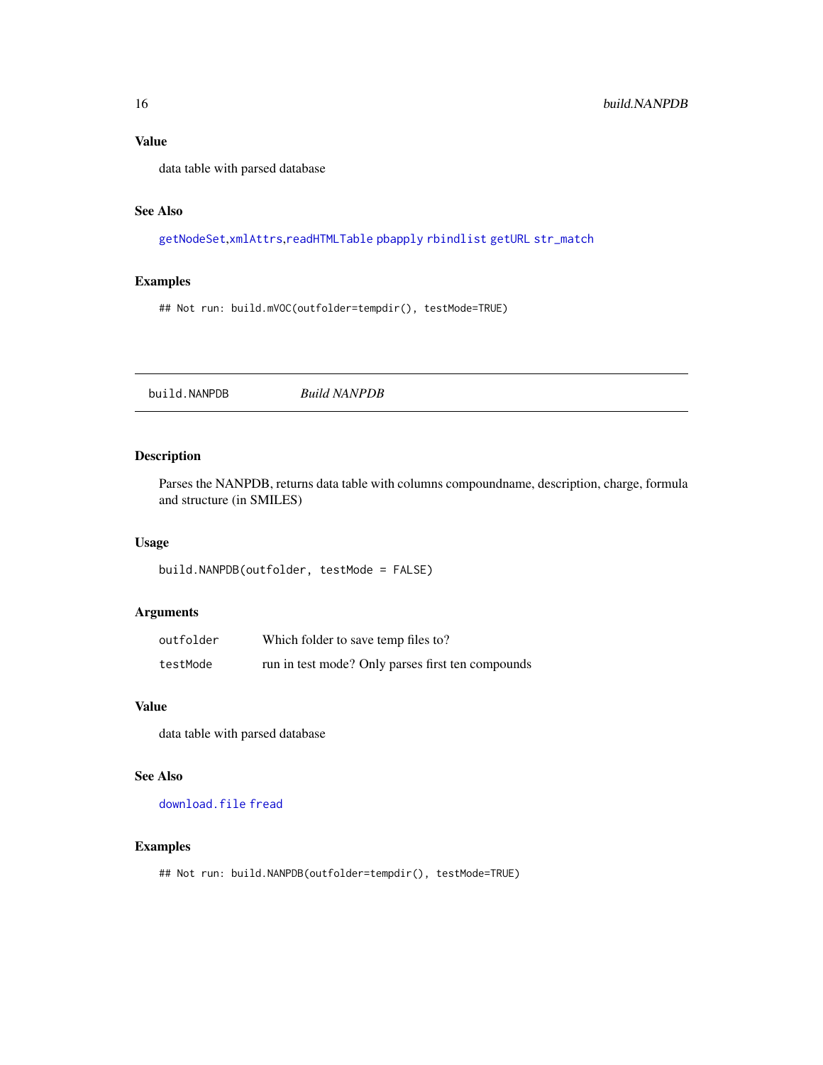### Value

data table with parsed database

### See Also

getNodeSet,xmlAttrs,readHTMLTable pbapply rbindlist getURL str_match

### Examples

```
## Not run: build.mVOC(outfolder=tempdir(), testMode=TRUE)
```

---

## build.NANPDB *Build NANPDB*

### Description

Parses the NANPDB, returns data table with columns compoundname, description, charge, formula and structure (in SMILES)

### Usage

```
build.NANPDB(outfolder, testMode = FALSE)
```

### Arguments

| | |
|---|---|
| outfolder | Which folder to save temp files to? |
| testMode | run in test mode? Only parses first ten compounds |

### Value

data table with parsed database

### See Also

download.file fread

### Examples

```
## Not run: build.NANPDB(outfolder=tempdir(), testMode=TRUE)
```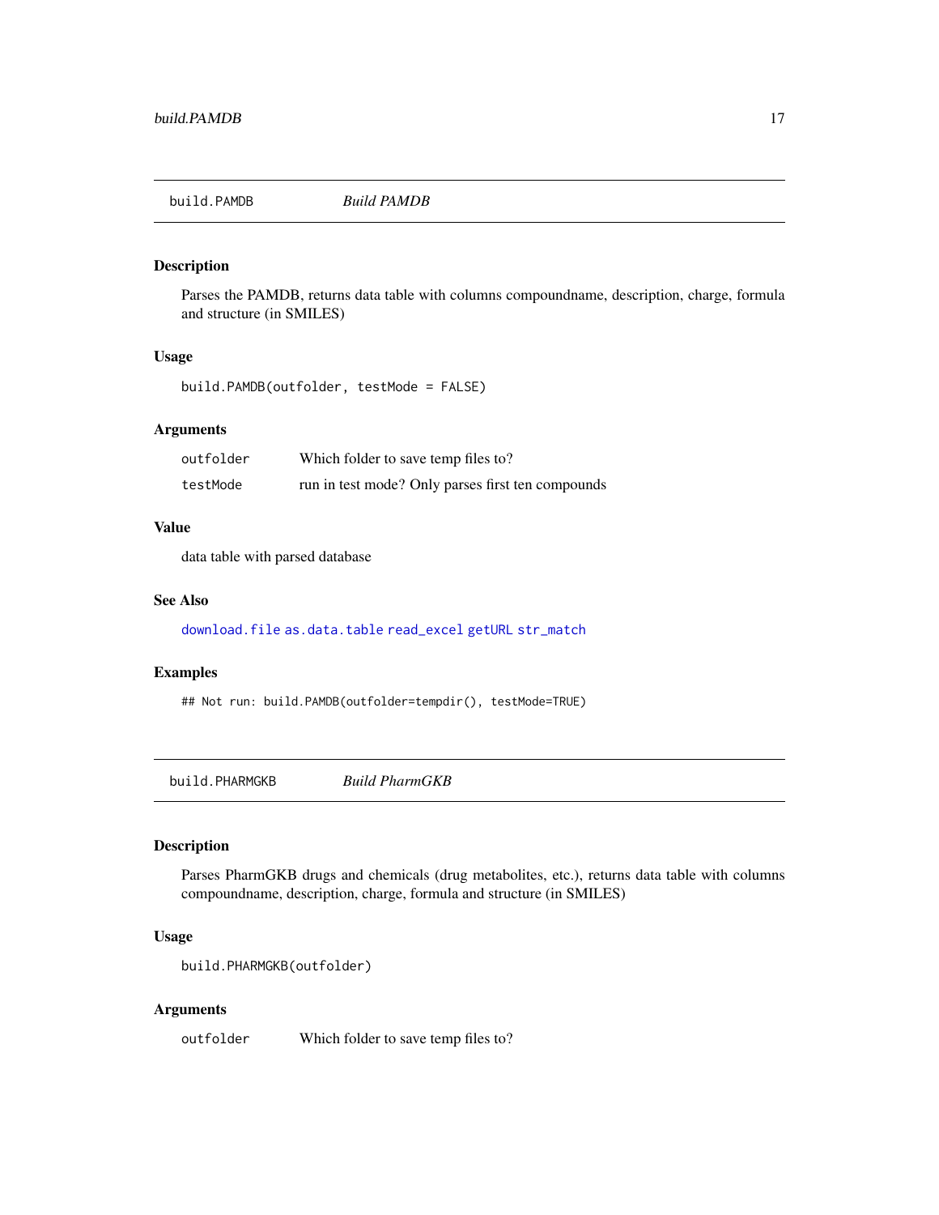## build.PAMDB &nbsp;&nbsp;&nbsp; *Build PAMDB*

### Description

Parses the PAMDB, returns data table with columns compoundname, description, charge, formula and structure (in SMILES)

### Usage

```
build.PAMDB(outfolder, testMode = FALSE)
```

### Arguments

| | |
|---|---|
| outfolder | Which folder to save temp files to? |
| testMode | run in test mode? Only parses first ten compounds |

### Value

data table with parsed database

### See Also

download.file as.data.table read_excel getURL str_match

### Examples

```
## Not run: build.PAMDB(outfolder=tempdir(), testMode=TRUE)
```

## build.PHARMGKB &nbsp;&nbsp;&nbsp; *Build PharmGKB*

### Description

Parses PharmGKB drugs and chemicals (drug metabolites, etc.), returns data table with columns compoundname, description, charge, formula and structure (in SMILES)

### Usage

```
build.PHARMGKB(outfolder)
```

### Arguments

| | |
|---|---|
| outfolder | Which folder to save temp files to? |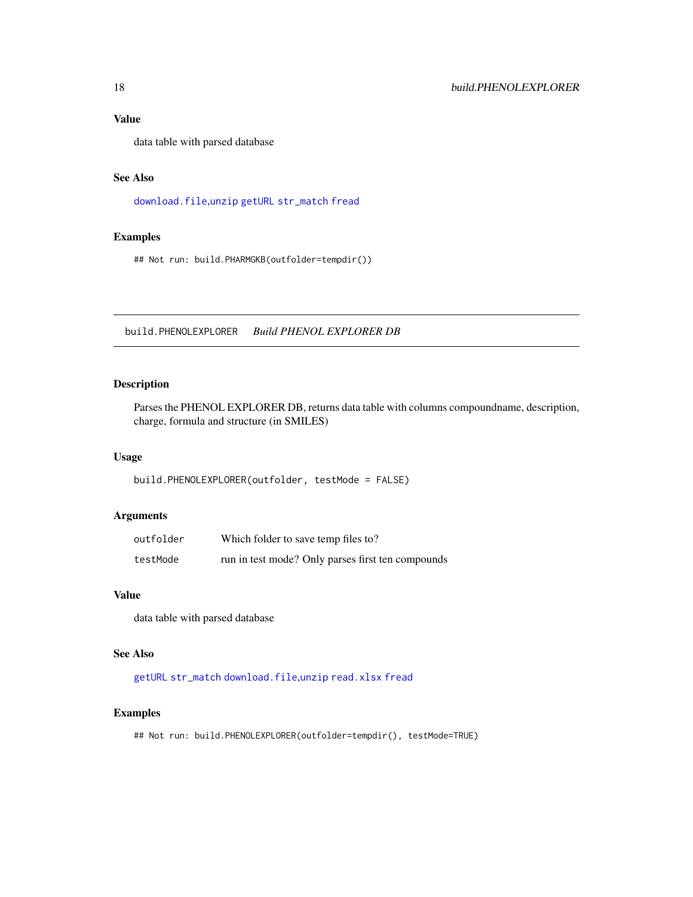### Value

data table with parsed database

### See Also

`download.file`,`unzip` `getURL` `str_match` `fread`

### Examples

```
## Not run: build.PHARMGKB(outfolder=tempdir())
```

---

## build.PHENOLEXPLORER *Build PHENOL EXPLORER DB*

---

### Description

Parses the PHENOL EXPLORER DB, returns data table with columns compoundname, description, charge, formula and structure (in SMILES)

### Usage

```
build.PHENOLEXPLORER(outfolder, testMode = FALSE)
```

### Arguments

| | |
|---|---|
| `outfolder` | Which folder to save temp files to? |
| `testMode` | run in test mode? Only parses first ten compounds |

### Value

data table with parsed database

### See Also

`getURL` `str_match` `download.file`,`unzip` `read.xlsx` `fread`

### Examples

```
## Not run: build.PHENOLEXPLORER(outfolder=tempdir(), testMode=TRUE)
```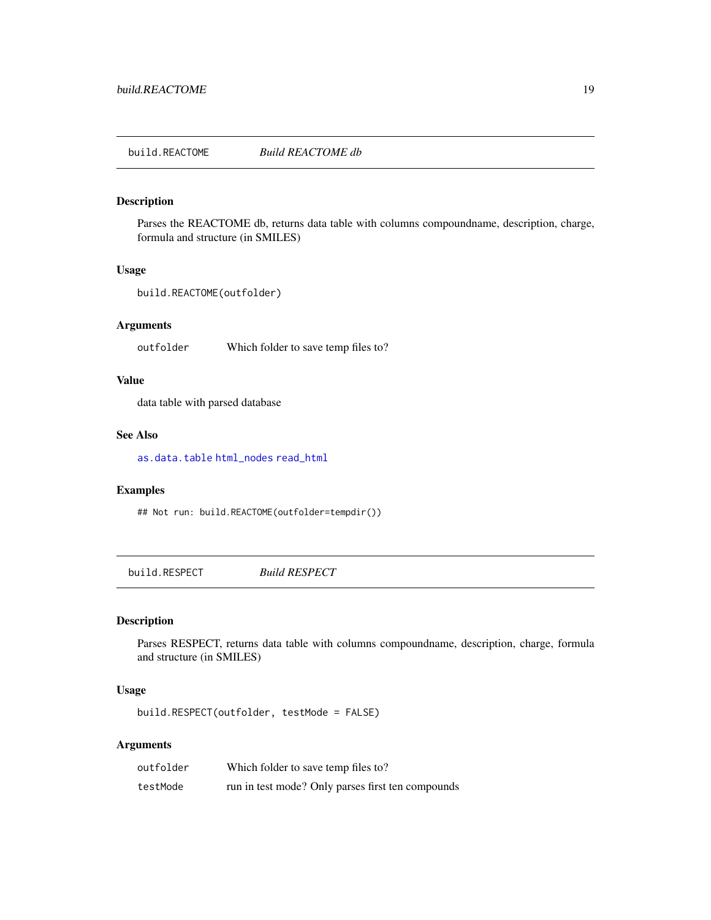## build.REACTOME *Build REACTOME db*

### Description

Parses the REACTOME db, returns data table with columns compoundname, description, charge, formula and structure (in SMILES)

### Usage

```
build.REACTOME(outfolder)
```

### Arguments

| | |
|---|---|
| outfolder | Which folder to save temp files to? |

### Value

data table with parsed database

### See Also

as.data.table html_nodes read_html

### Examples

```
## Not run: build.REACTOME(outfolder=tempdir())
```

## build.RESPECT *Build RESPECT*

### Description

Parses RESPECT, returns data table with columns compoundname, description, charge, formula and structure (in SMILES)

### Usage

```
build.RESPECT(outfolder, testMode = FALSE)
```

### Arguments

| | |
|---|---|
| outfolder | Which folder to save temp files to? |
| testMode | run in test mode? Only parses first ten compounds |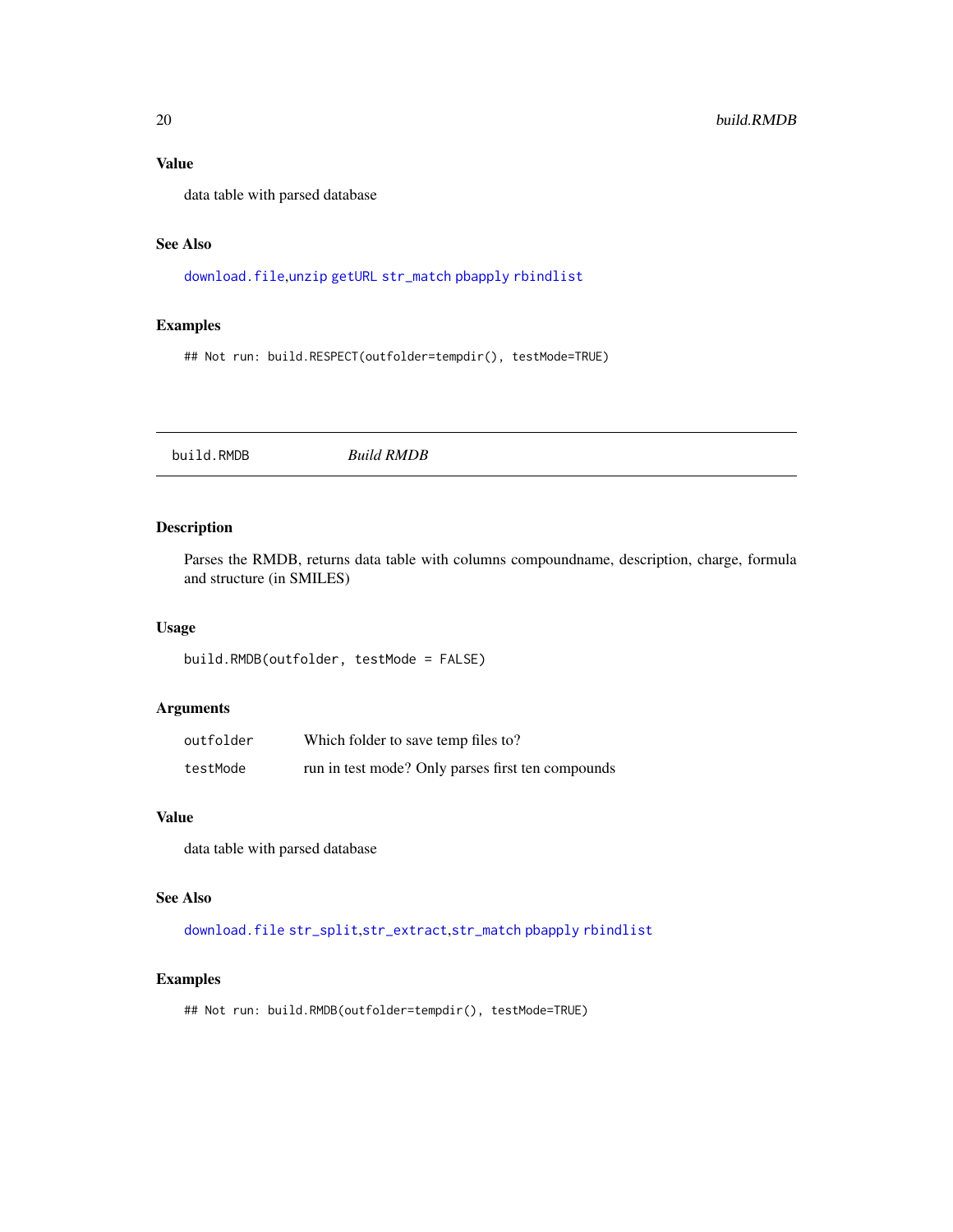### Value

data table with parsed database

### See Also

download.file,unzip getURL str_match pbapply rbindlist

### Examples

```
## Not run: build.RESPECT(outfolder=tempdir(), testMode=TRUE)
```

---

## build.RMDB — *Build RMDB*

### Description

Parses the RMDB, returns data table with columns compoundname, description, charge, formula and structure (in SMILES)

### Usage

```
build.RMDB(outfolder, testMode = FALSE)
```

### Arguments

| | |
|---|---|
| outfolder | Which folder to save temp files to? |
| testMode | run in test mode? Only parses first ten compounds |

### Value

data table with parsed database

### See Also

download.file str_split,str_extract,str_match pbapply rbindlist

### Examples

```
## Not run: build.RMDB(outfolder=tempdir(), testMode=TRUE)
```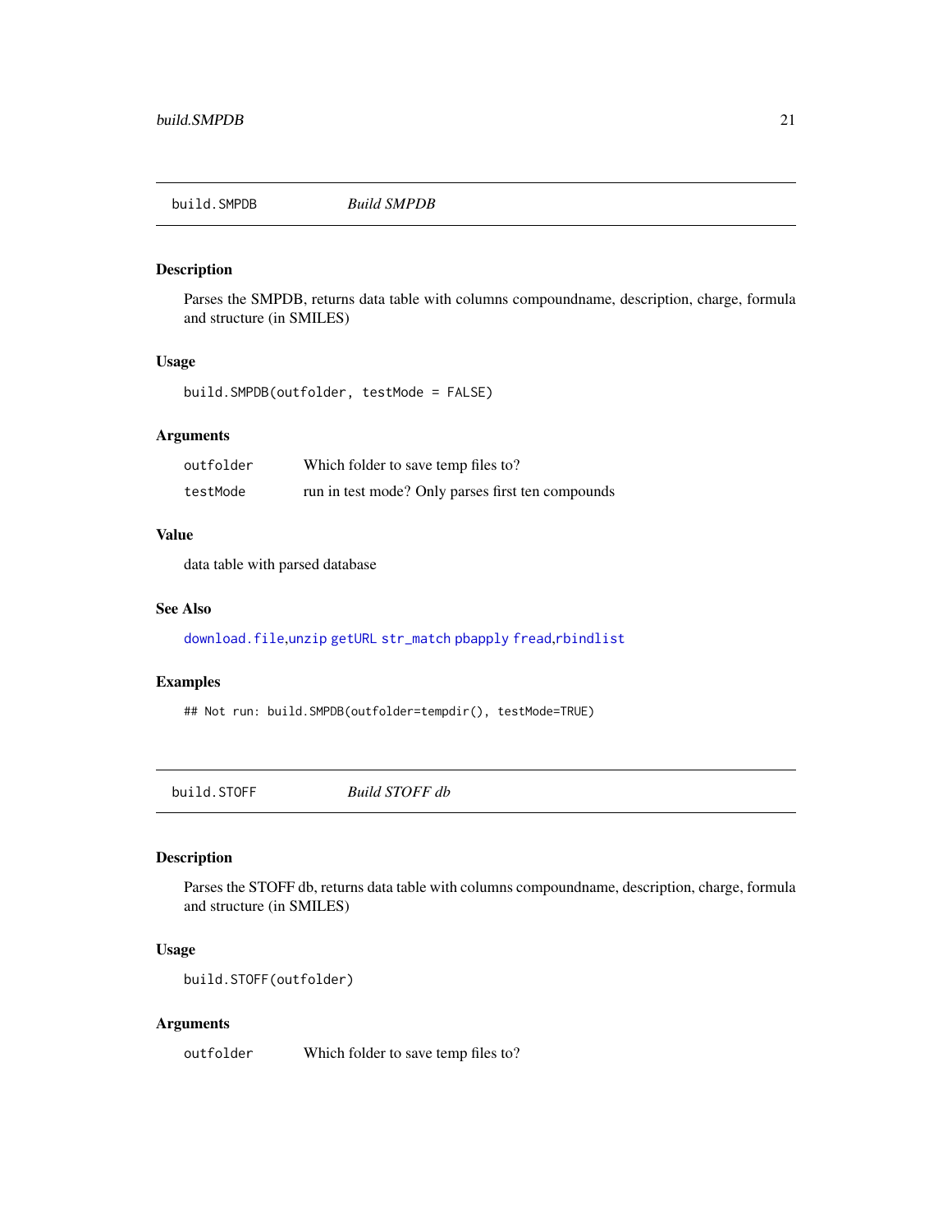## build.SMPDB *Build SMPDB*

### Description

Parses the SMPDB, returns data table with columns compoundname, description, charge, formula and structure (in SMILES)

### Usage

```
build.SMPDB(outfolder, testMode = FALSE)
```

### Arguments

| | |
|---|---|
| outfolder | Which folder to save temp files to? |
| testMode | run in test mode? Only parses first ten compounds |

### Value

data table with parsed database

### See Also

download.file,unzip getURL str_match pbapply fread,rbindlist

### Examples

```
## Not run: build.SMPDB(outfolder=tempdir(), testMode=TRUE)
```

## build.STOFF *Build STOFF db*

### Description

Parses the STOFF db, returns data table with columns compoundname, description, charge, formula and structure (in SMILES)

### Usage

```
build.STOFF(outfolder)
```

### Arguments

| | |
|---|---|
| outfolder | Which folder to save temp files to? |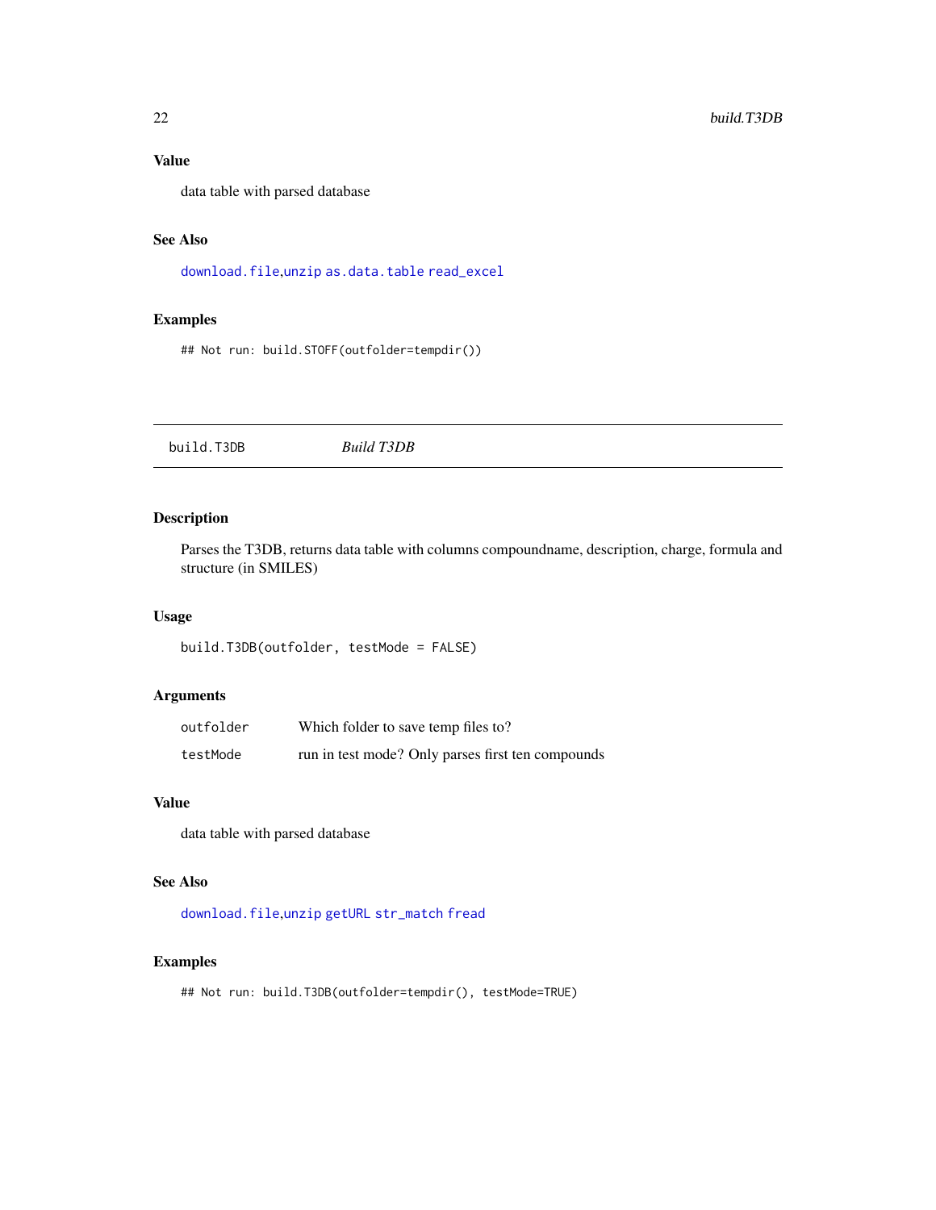### Value

data table with parsed database

### See Also

download.file,unzip as.data.table read_excel

### Examples

```
## Not run: build.STOFF(outfolder=tempdir())
```

---

## build.T3DB *Build T3DB*

### Description

Parses the T3DB, returns data table with columns compoundname, description, charge, formula and structure (in SMILES)

### Usage

```
build.T3DB(outfolder, testMode = FALSE)
```

### Arguments

| | |
|---|---|
| outfolder | Which folder to save temp files to? |
| testMode | run in test mode? Only parses first ten compounds |

### Value

data table with parsed database

### See Also

download.file,unzip getURL str_match fread

### Examples

```
## Not run: build.T3DB(outfolder=tempdir(), testMode=TRUE)
```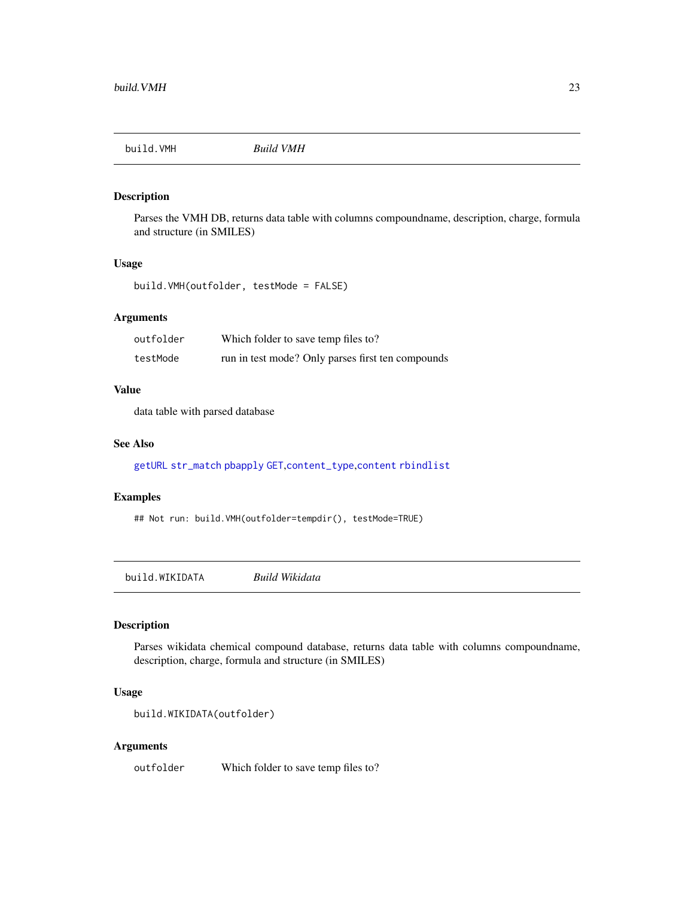## build.VMH    *Build VMH*

### Description

Parses the VMH DB, returns data table with columns compoundname, description, charge, formula and structure (in SMILES)

### Usage

```
build.VMH(outfolder, testMode = FALSE)
```

### Arguments

| | |
|---|---|
| outfolder | Which folder to save temp files to? |
| testMode | run in test mode? Only parses first ten compounds |

### Value

data table with parsed database

### See Also

getURL str_match pbapply GET,content_type,content rbindlist

### Examples

```
## Not run: build.VMH(outfolder=tempdir(), testMode=TRUE)
```

## build.WIKIDATA    *Build Wikidata*

### Description

Parses wikidata chemical compound database, returns data table with columns compoundname, description, charge, formula and structure (in SMILES)

### Usage

```
build.WIKIDATA(outfolder)
```

### Arguments

| | |
|---|---|
| outfolder | Which folder to save temp files to? |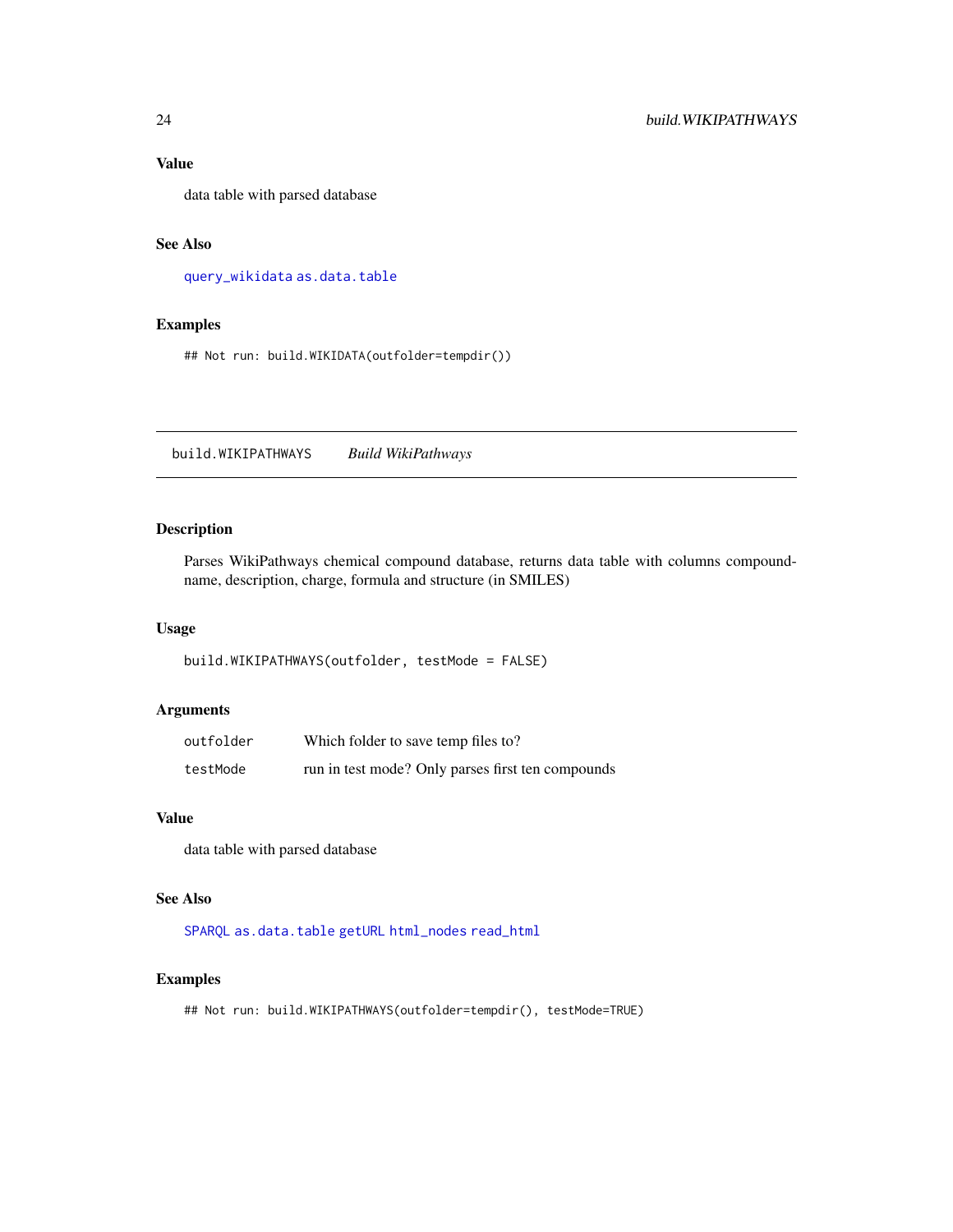### Value

data table with parsed database

### See Also

`query_wikidata` `as.data.table`

### Examples

```
## Not run: build.WIKIDATA(outfolder=tempdir())
```

---

## build.WIKIPATHWAYS &nbsp;&nbsp;&nbsp; *Build WikiPathways*

---

### Description

Parses WikiPathways chemical compound database, returns data table with columns compound-name, description, charge, formula and structure (in SMILES)

### Usage

```
build.WIKIPATHWAYS(outfolder, testMode = FALSE)
```

### Arguments

| | |
|---|---|
| `outfolder` | Which folder to save temp files to? |
| `testMode` | run in test mode? Only parses first ten compounds |

### Value

data table with parsed database

### See Also

`SPARQL` `as.data.table` `getURL` `html_nodes` `read_html`

### Examples

```
## Not run: build.WIKIPATHWAYS(outfolder=tempdir(), testMode=TRUE)
```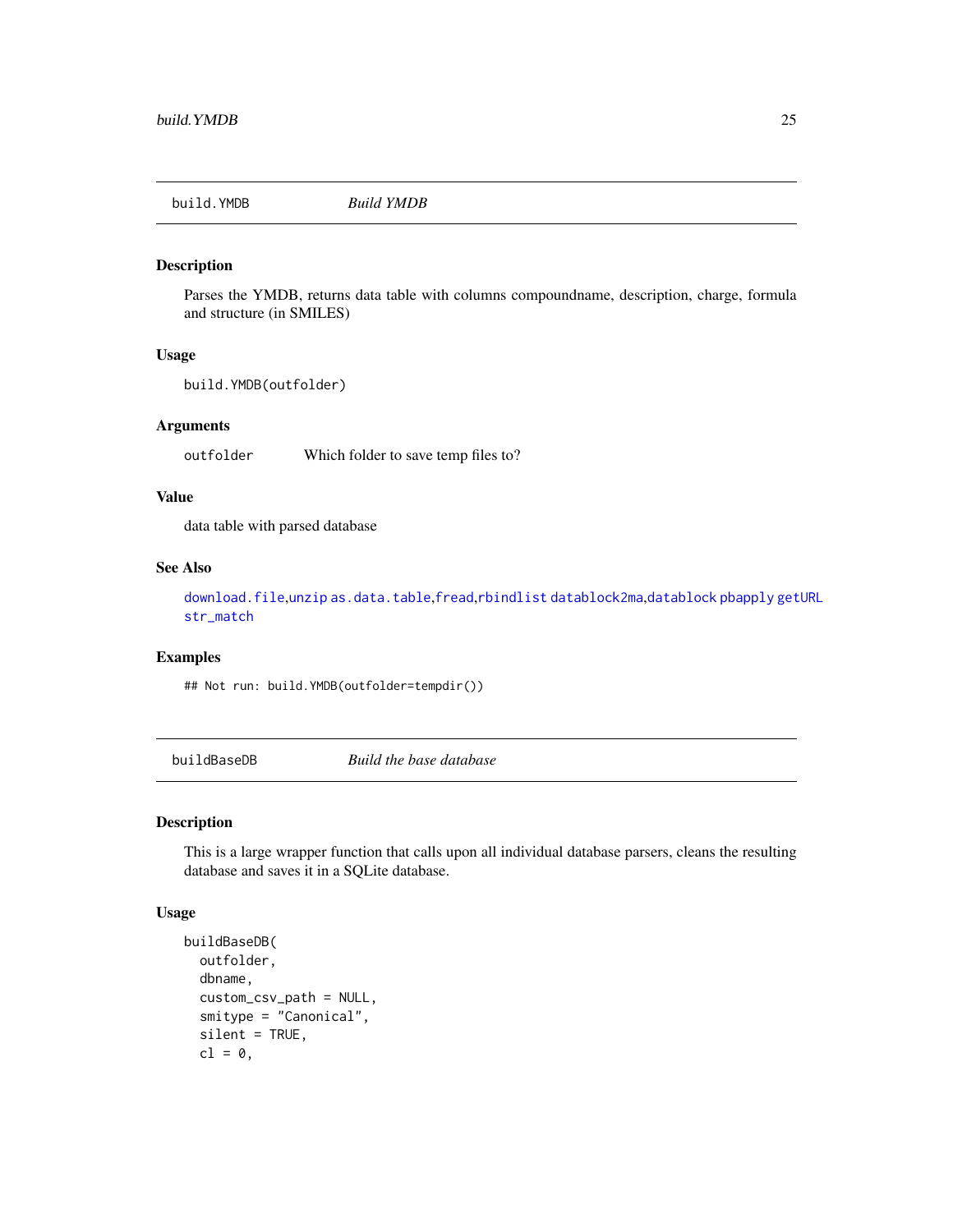## build.YMDB — *Build YMDB*

### Description

Parses the YMDB, returns data table with columns compoundname, description, charge, formula and structure (in SMILES)

### Usage

```
build.YMDB(outfolder)
```

### Arguments

| | |
|---|---|
| outfolder | Which folder to save temp files to? |

### Value

data table with parsed database

### See Also

download.file,unzip as.data.table,fread,rbindlist datablock2ma,datablock pbapply getURL str_match

### Examples

```
## Not run: build.YMDB(outfolder=tempdir())
```

## buildBaseDB — *Build the base database*

### Description

This is a large wrapper function that calls upon all individual database parsers, cleans the resulting database and saves it in a SQLite database.

### Usage

```
buildBaseDB(
  outfolder,
  dbname,
  custom_csv_path = NULL,
  smitype = "Canonical",
  silent = TRUE,
  cl = 0,
```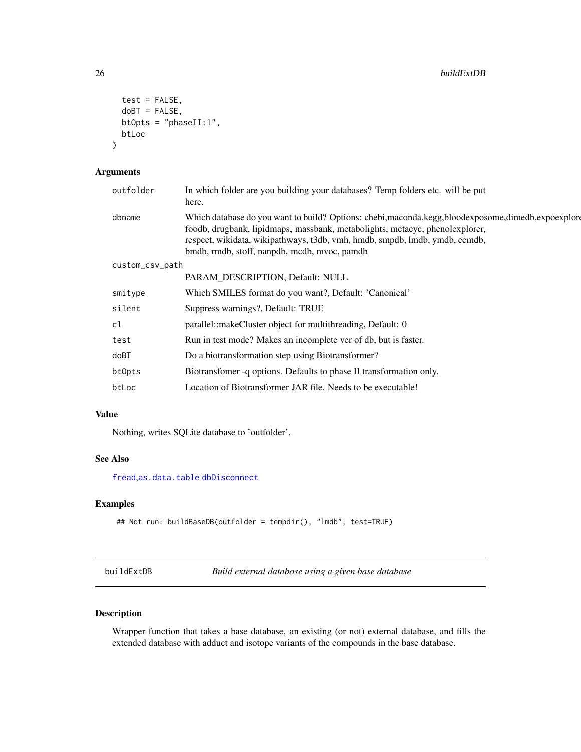```
    test = FALSE,
    doBT = FALSE,
    btOpts = "phaseII:1",
    btLoc
)
```

### Arguments

| | |
|---|---|
| outfolder | In which folder are you building your databases? Temp folders etc. will be put here. |
| dbname | Which database do you want to build? Options: chebi,maconda,kegg,bloodexposome,dimedb,expoexplorer, foodb, drugbank, lipidmaps, massbank, metabolights, metacyc, phenolexplorer, respect, wikidata, wikipathways, t3db, vmh, hmdb, smpdb, lmdb, ymdb, ecmdb, bmdb, rmdb, stoff, nanpdb, mcdb, mvoc, pamdb |
| custom_csv_path | PARAM_DESCRIPTION, Default: NULL |
| smitype | Which SMILES format do you want?, Default: 'Canonical' |
| silent | Suppress warnings?, Default: TRUE |
| cl | parallel::makeCluster object for multithreading, Default: 0 |
| test | Run in test mode? Makes an incomplete ver of db, but is faster. |
| doBT | Do a biotransformation step using Biotransformer? |
| btOpts | Biotransfomer -q options. Defaults to phase II transformation only. |
| btLoc | Location of Biotransformer JAR file. Needs to be executable! |

### Value

Nothing, writes SQLite database to 'outfolder'.

### See Also

fread,as.data.table dbDisconnect

### Examples

```
## Not run: buildBaseDB(outfolder = tempdir(), "lmdb", test=TRUE)
```

---

## buildExtDB — *Build external database using a given base database*

### Description

Wrapper function that takes a base database, an existing (or not) external database, and fills the extended database with adduct and isotope variants of the compounds in the base database.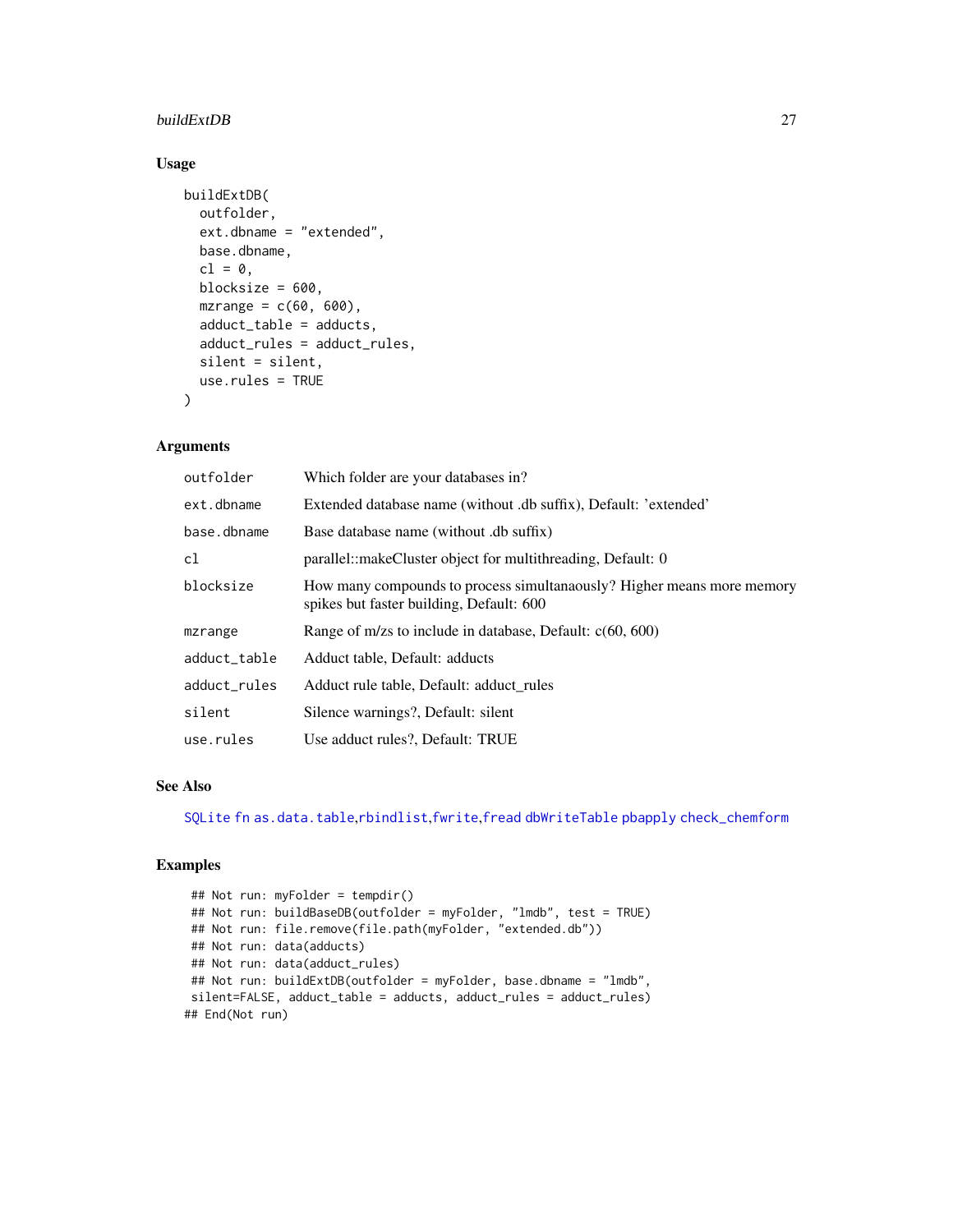### Usage

```
buildExtDB(
  outfolder,
  ext.dbname = "extended",
  base.dbname,
  cl = 0,
  blocksize = 600,
  mzrange = c(60, 600),
  adduct_table = adducts,
  adduct_rules = adduct_rules,
  silent = silent,
  use.rules = TRUE
)
```

### Arguments

| | |
|---|---|
| `outfolder` | Which folder are your databases in? |
| `ext.dbname` | Extended database name (without .db suffix), Default: 'extended' |
| `base.dbname` | Base database name (without .db suffix) |
| `cl` | parallel::makeCluster object for multithreading, Default: 0 |
| `blocksize` | How many compounds to process simultanaously? Higher means more memory spikes but faster building, Default: 600 |
| `mzrange` | Range of m/zs to include in database, Default: c(60, 600) |
| `adduct_table` | Adduct table, Default: adducts |
| `adduct_rules` | Adduct rule table, Default: adduct_rules |
| `silent` | Silence warnings?, Default: silent |
| `use.rules` | Use adduct rules?, Default: TRUE |

### See Also

`SQLite` `fn` `as.data.table`,`rbindlist`,`fwrite`,`fread` `dbWriteTable` `pbapply` `check_chemform`

### Examples

```
 ## Not run: myFolder = tempdir()
 ## Not run: buildBaseDB(outfolder = myFolder, "lmdb", test = TRUE)
 ## Not run: file.remove(file.path(myFolder, "extended.db"))
 ## Not run: data(adducts)
 ## Not run: data(adduct_rules)
 ## Not run: buildExtDB(outfolder = myFolder, base.dbname = "lmdb",
 silent=FALSE, adduct_table = adducts, adduct_rules = adduct_rules)
## End(Not run)
```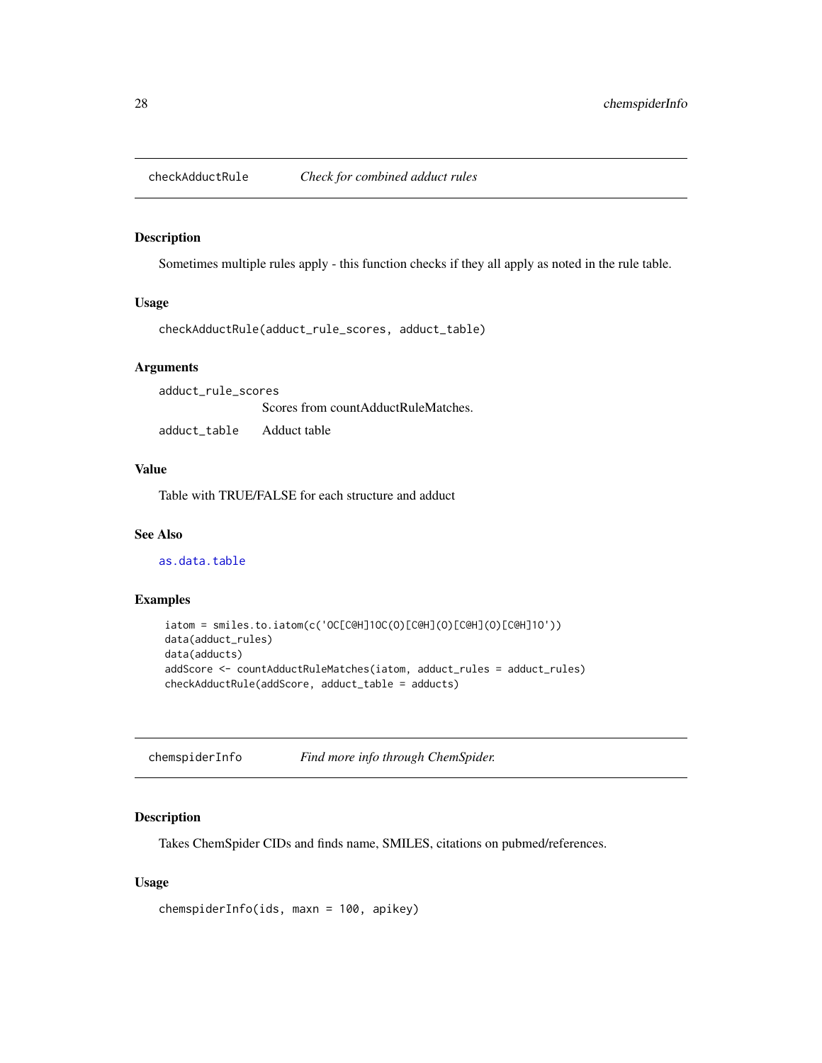## checkAdductRule    *Check for combined adduct rules*

### Description

Sometimes multiple rules apply - this function checks if they all apply as noted in the rule table.

### Usage

```
checkAdductRule(adduct_rule_scores, adduct_table)
```

### Arguments

| | |
|---|---|
| `adduct_rule_scores` | Scores from countAdductRuleMatches. |
| `adduct_table` | Adduct table |

### Value

Table with TRUE/FALSE for each structure and adduct

### See Also

`as.data.table`

### Examples

```
iatom = smiles.to.iatom(c('OC[C@H]1OC(O)[C@H](O)[C@H](O)[C@H]1O'))
data(adduct_rules)
data(adducts)
addScore <- countAdductRuleMatches(iatom, adduct_rules = adduct_rules)
checkAdductRule(addScore, adduct_table = adducts)
```

## chemspiderInfo    *Find more info through ChemSpider.*

### Description

Takes ChemSpider CIDs and finds name, SMILES, citations on pubmed/references.

### Usage

```
chemspiderInfo(ids, maxn = 100, apikey)
```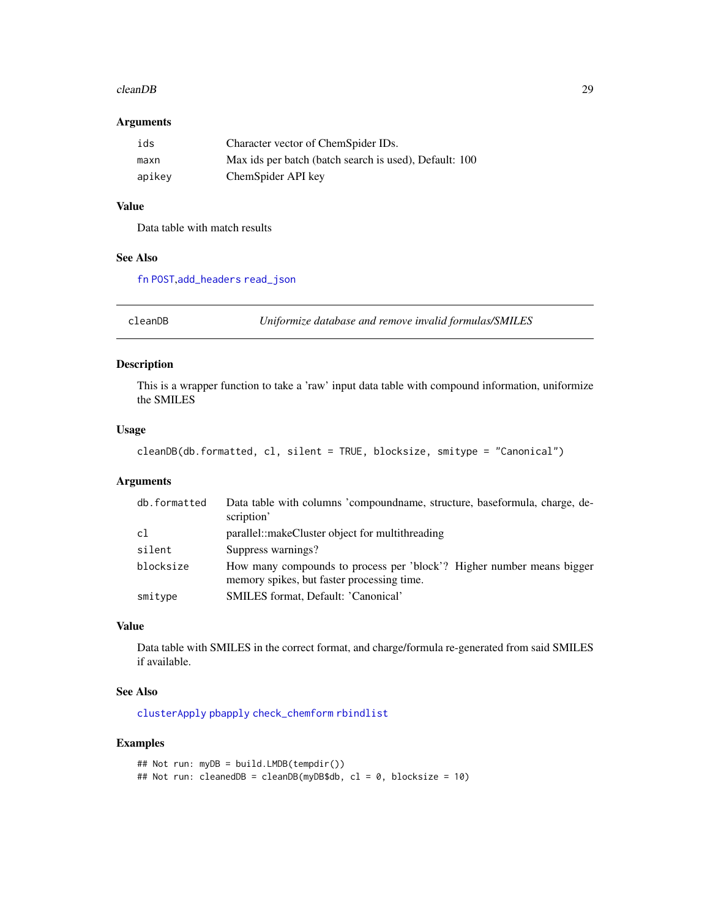## Arguments

| | |
|---|---|
| ids | Character vector of ChemSpider IDs. |
| maxn | Max ids per batch (batch search is used), Default: 100 |
| apikey | ChemSpider API key |

## Value

Data table with match results

## See Also

fn POST,add_headers read_json

---

# cleanDB — *Uniformize database and remove invalid formulas/SMILES*

## Description

This is a wrapper function to take a 'raw' input data table with compound information, uniformize the SMILES

## Usage

```
cleanDB(db.formatted, cl, silent = TRUE, blocksize, smitype = "Canonical")
```

## Arguments

| | |
|---|---|
| db.formatted | Data table with columns 'compoundname, structure, baseformula, charge, description' |
| cl | parallel::makeCluster object for multithreading |
| silent | Suppress warnings? |
| blocksize | How many compounds to process per 'block'? Higher number means bigger memory spikes, but faster processing time. |
| smitype | SMILES format, Default: 'Canonical' |

## Value

Data table with SMILES in the correct format, and charge/formula re-generated from said SMILES if available.

## See Also

clusterApply pbapply check_chemform rbindlist

## Examples

```
## Not run: myDB = build.LMDB(tempdir())
## Not run: cleanedDB = cleanDB(myDB$db, cl = 0, blocksize = 10)
```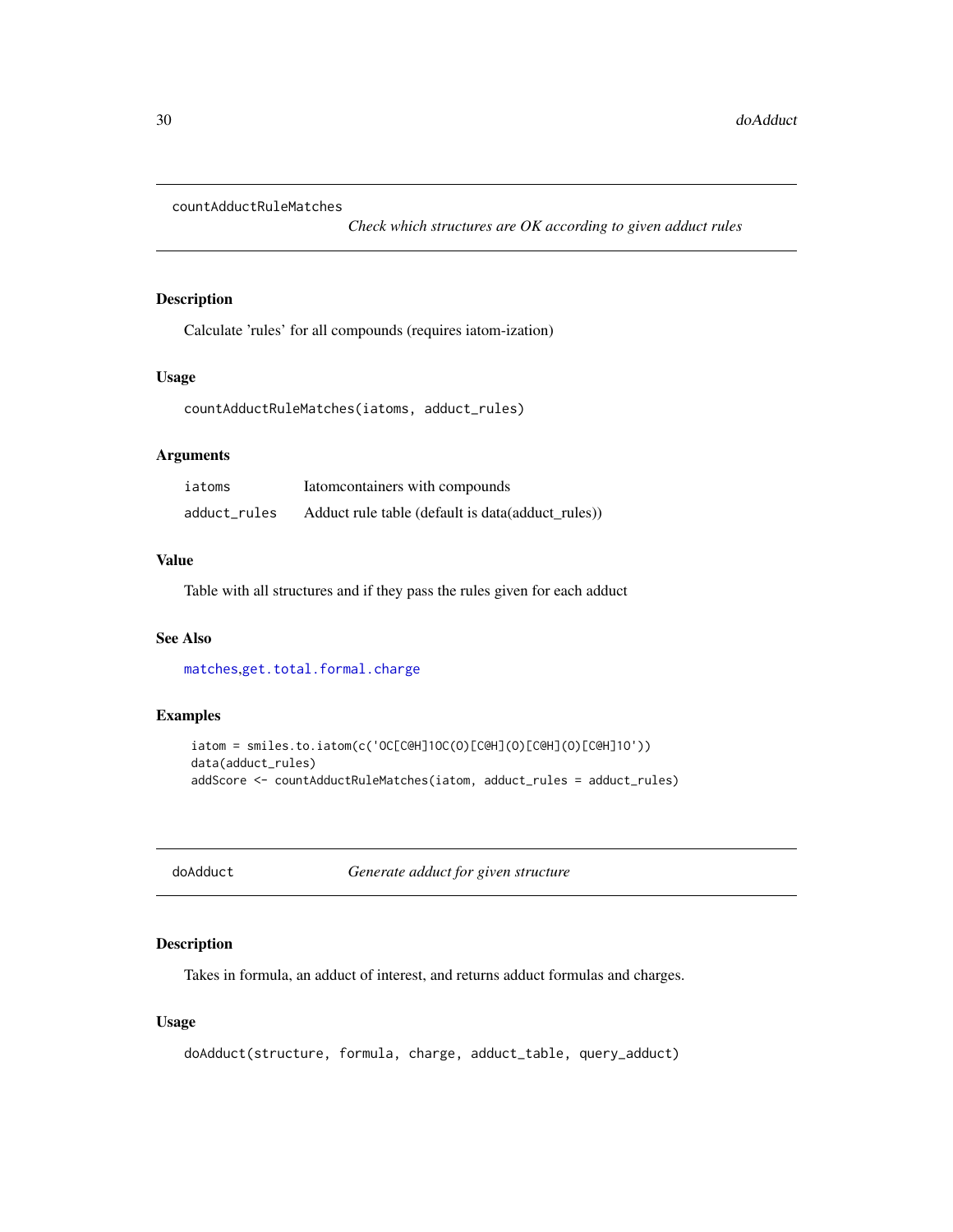## countAdductRuleMatches

*Check which structures are OK according to given adduct rules*

### Description

Calculate 'rules' for all compounds (requires iatom-ization)

### Usage

```
countAdductRuleMatches(iatoms, adduct_rules)
```

### Arguments

| | |
|---|---|
| iatoms | Iatomcontainers with compounds |
| adduct_rules | Adduct rule table (default is data(adduct_rules)) |

### Value

Table with all structures and if they pass the rules given for each adduct

### See Also

matches,get.total.formal.charge

### Examples

```
iatom = smiles.to.iatom(c('OC[C@H]1OC(O)[C@H](O)[C@H](O)[C@H]1O'))
data(adduct_rules)
addScore <- countAdductRuleMatches(iatom, adduct_rules = adduct_rules)
```

## doAdduct

*Generate adduct for given structure*

### Description

Takes in formula, an adduct of interest, and returns adduct formulas and charges.

### Usage

```
doAdduct(structure, formula, charge, adduct_table, query_adduct)
```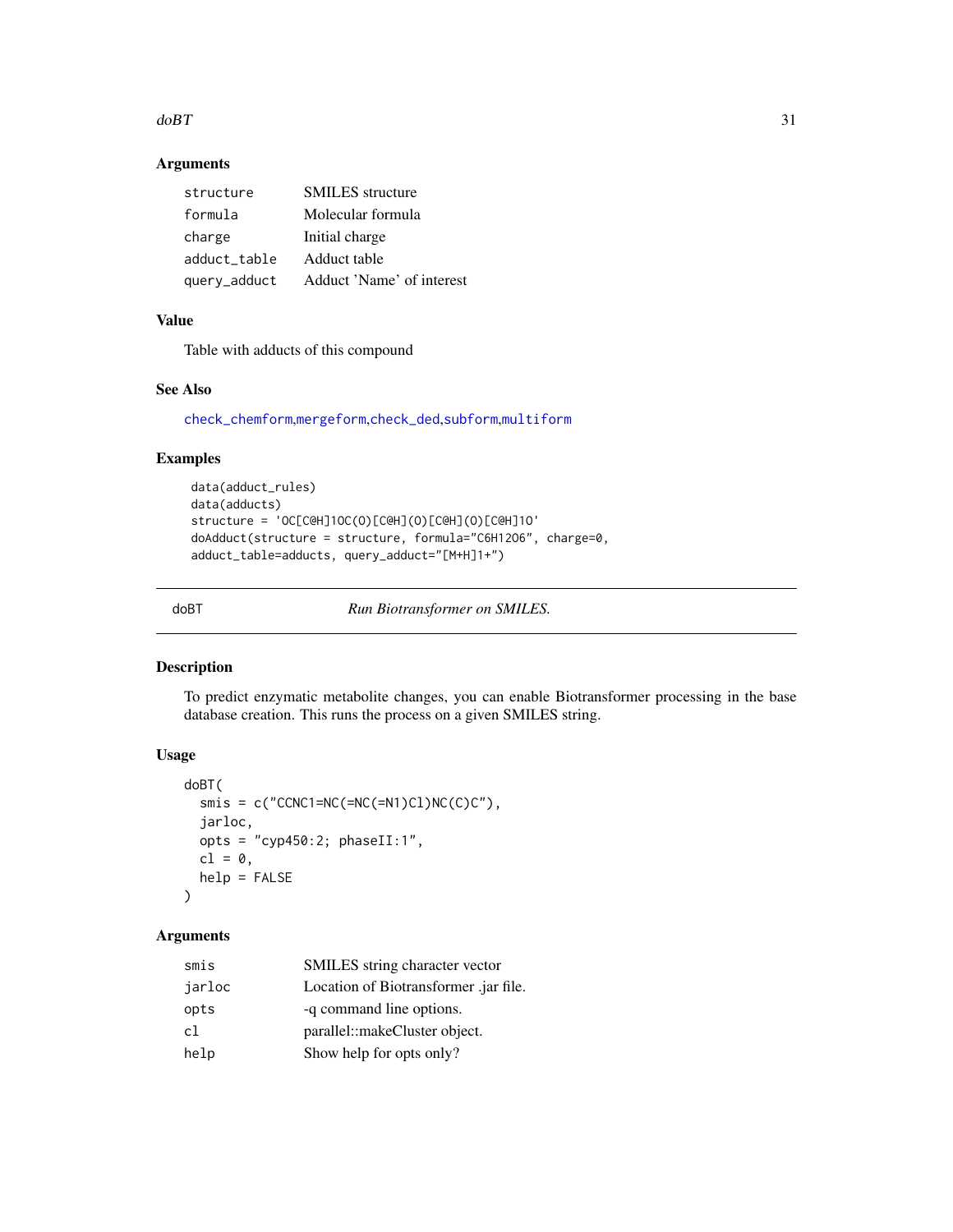### Arguments

| | |
|---|---|
| structure | SMILES structure |
| formula | Molecular formula |
| charge | Initial charge |
| adduct_table | Adduct table |
| query_adduct | Adduct 'Name' of interest |

### Value

Table with adducts of this compound

### See Also

check_chemform,mergeform,check_ded,subform,multiform

### Examples

```
data(adduct_rules)
data(adducts)
structure = 'OC[C@H]1OC(O)[C@H](O)[C@H](O)[C@H]1O'
doAdduct(structure = structure, formula="C6H12O6", charge=0,
adduct_table=adducts, query_adduct="[M+H]1+")
```

---

## doBT *Run Biotransformer on SMILES.*

### Description

To predict enzymatic metabolite changes, you can enable Biotransformer processing in the base database creation. This runs the process on a given SMILES string.

### Usage

```
doBT(
  smis = c("CCNC1=NC(=NC(=N1)Cl)NC(C)C"),
  jarloc,
  opts = "cyp450:2; phaseII:1",
  cl = 0,
  help = FALSE
)
```

### Arguments

| | |
|---|---|
| smis | SMILES string character vector |
| jarloc | Location of Biotransformer .jar file. |
| opts | -q command line options. |
| cl | parallel::makeCluster object. |
| help | Show help for opts only? |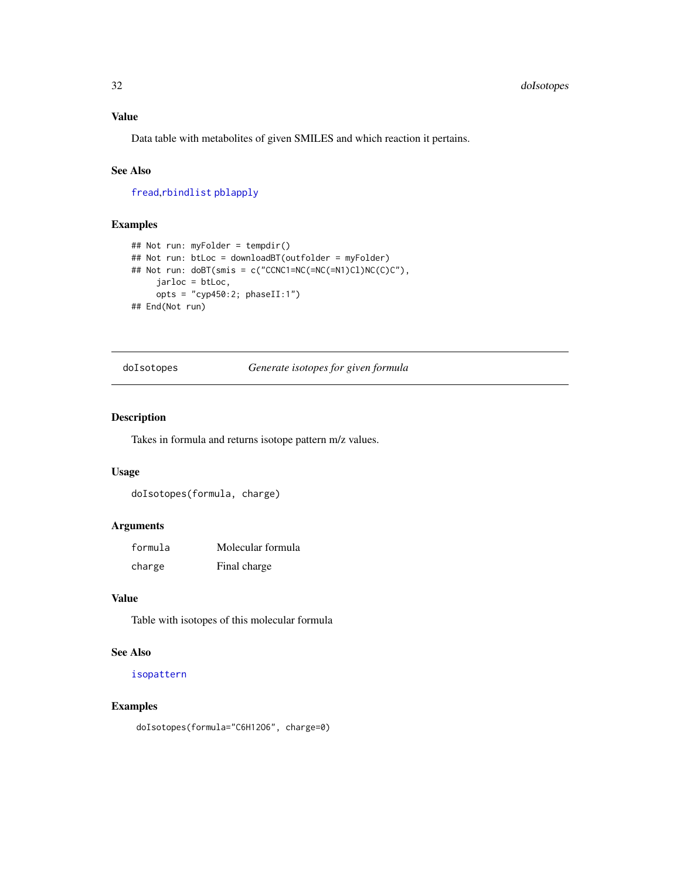### Value

Data table with metabolites of given SMILES and which reaction it pertains.

### See Also

fread,rbindlist pblapply

### Examples

```
## Not run: myFolder = tempdir()
## Not run: btLoc = downloadBT(outfolder = myFolder)
## Not run: doBT(smis = c("CCNC1=NC(=NC(=N1)Cl)NC(C)C"),
     jarloc = btLoc,
     opts = "cyp450:2; phaseII:1")
## End(Not run)
```

---

## doIsotopes — *Generate isotopes for given formula*

### Description

Takes in formula and returns isotope pattern m/z values.

### Usage

```
doIsotopes(formula, charge)
```

### Arguments

| | |
|---|---|
| formula | Molecular formula |
| charge | Final charge |

### Value

Table with isotopes of this molecular formula

### See Also

isopattern

### Examples

```
doIsotopes(formula="C6H12O6", charge=0)
```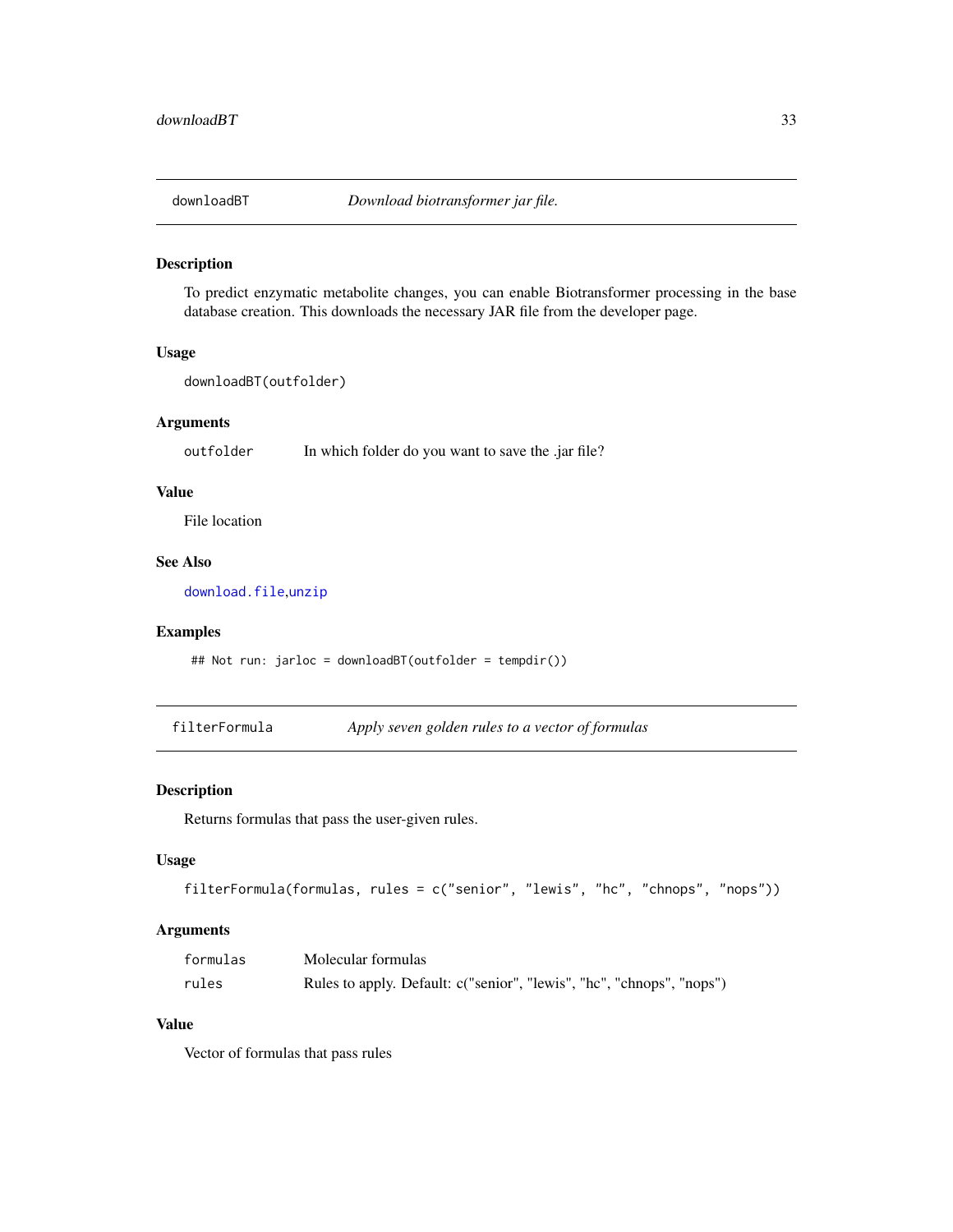## downloadBT — *Download biotransformer jar file.*

### Description

To predict enzymatic metabolite changes, you can enable Biotransformer processing in the base database creation. This downloads the necessary JAR file from the developer page.

### Usage

```
downloadBT(outfolder)
```

### Arguments

| | |
|---|---|
| outfolder | In which folder do you want to save the .jar file? |

### Value

File location

### See Also

download.file,unzip

### Examples

```
## Not run: jarloc = downloadBT(outfolder = tempdir())
```

## filterFormula — *Apply seven golden rules to a vector of formulas*

### Description

Returns formulas that pass the user-given rules.

### Usage

```
filterFormula(formulas, rules = c("senior", "lewis", "hc", "chnops", "nops"))
```

### Arguments

| | |
|---|---|
| formulas | Molecular formulas |
| rules | Rules to apply. Default: c("senior", "lewis", "hc", "chnops", "nops") |

### Value

Vector of formulas that pass rules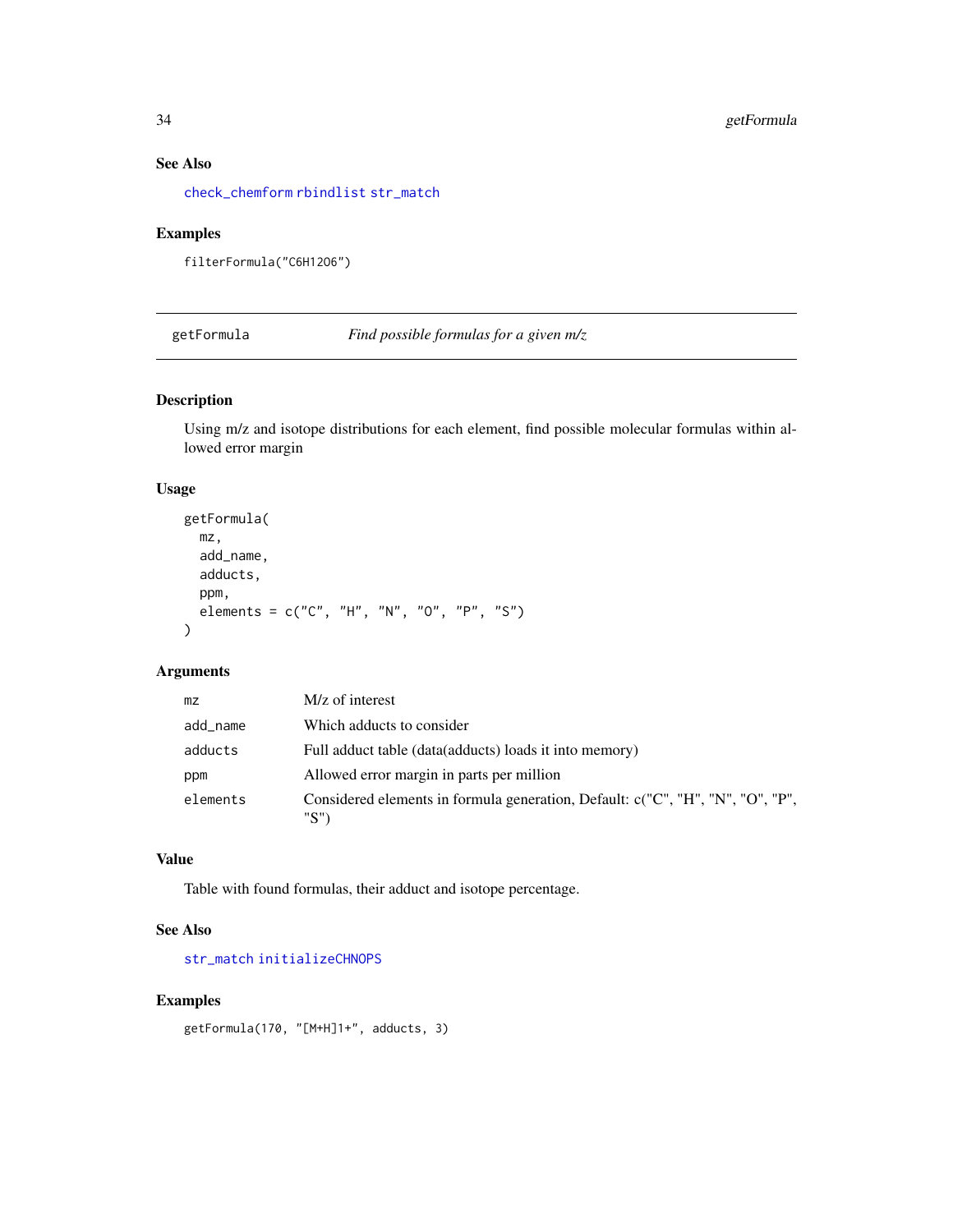## See Also

check_chemform rbindlist str_match

## Examples

```
filterFormula("C6H12O6")
```

---

# getFormula *Find possible formulas for a given m/z*

## Description

Using m/z and isotope distributions for each element, find possible molecular formulas within allowed error margin

## Usage

```
getFormula(
  mz,
  add_name,
  adducts,
  ppm,
  elements = c("C", "H", "N", "O", "P", "S")
)
```

## Arguments

| | |
|---|---|
| mz | M/z of interest |
| add_name | Which adducts to consider |
| adducts | Full adduct table (data(adducts) loads it into memory) |
| ppm | Allowed error margin in parts per million |
| elements | Considered elements in formula generation, Default: c("C", "H", "N", "O", "P", "S") |

## Value

Table with found formulas, their adduct and isotope percentage.

## See Also

str_match initializeCHNOPS

## Examples

```
getFormula(170, "[M+H]1+", adducts, 3)
```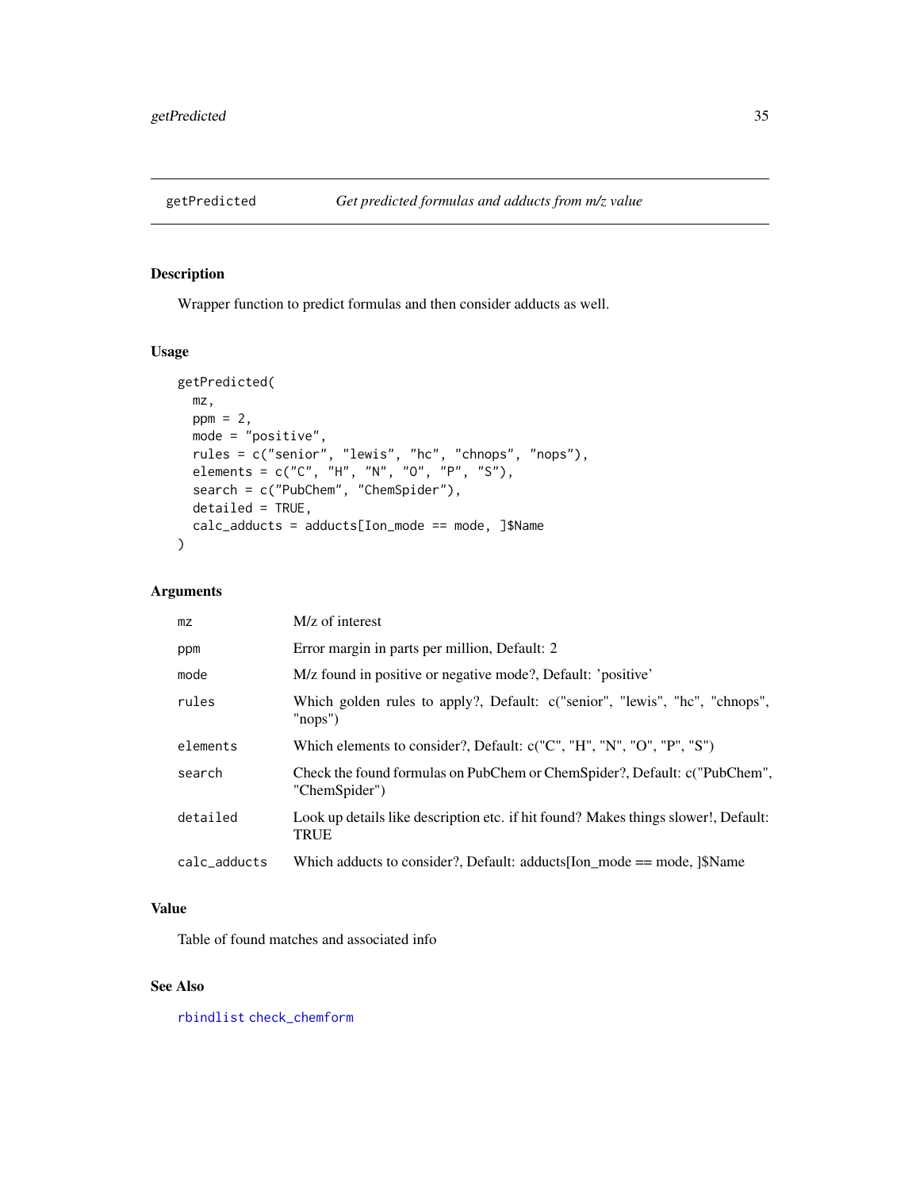# getPredicted    *Get predicted formulas and adducts from m/z value*

## Description

Wrapper function to predict formulas and then consider adducts as well.

## Usage

```
getPredicted(
  mz,
  ppm = 2,
  mode = "positive",
  rules = c("senior", "lewis", "hc", "chnops", "nops"),
  elements = c("C", "H", "N", "O", "P", "S"),
  search = c("PubChem", "ChemSpider"),
  detailed = TRUE,
  calc_adducts = adducts[Ion_mode == mode, ]$Name
)
```

## Arguments

| | |
|---|---|
| `mz` | M/z of interest |
| `ppm` | Error margin in parts per million, Default: 2 |
| `mode` | M/z found in positive or negative mode?, Default: 'positive' |
| `rules` | Which golden rules to apply?, Default: c("senior", "lewis", "hc", "chnops", "nops") |
| `elements` | Which elements to consider?, Default: c("C", "H", "N", "O", "P", "S") |
| `search` | Check the found formulas on PubChem or ChemSpider?, Default: c("PubChem", "ChemSpider") |
| `detailed` | Look up details like description etc. if hit found? Makes things slower!, Default: TRUE |
| `calc_adducts` | Which adducts to consider?, Default: adducts[Ion_mode == mode, ]$Name |

## Value

Table of found matches and associated info

## See Also

`rbindlist` `check_chemform`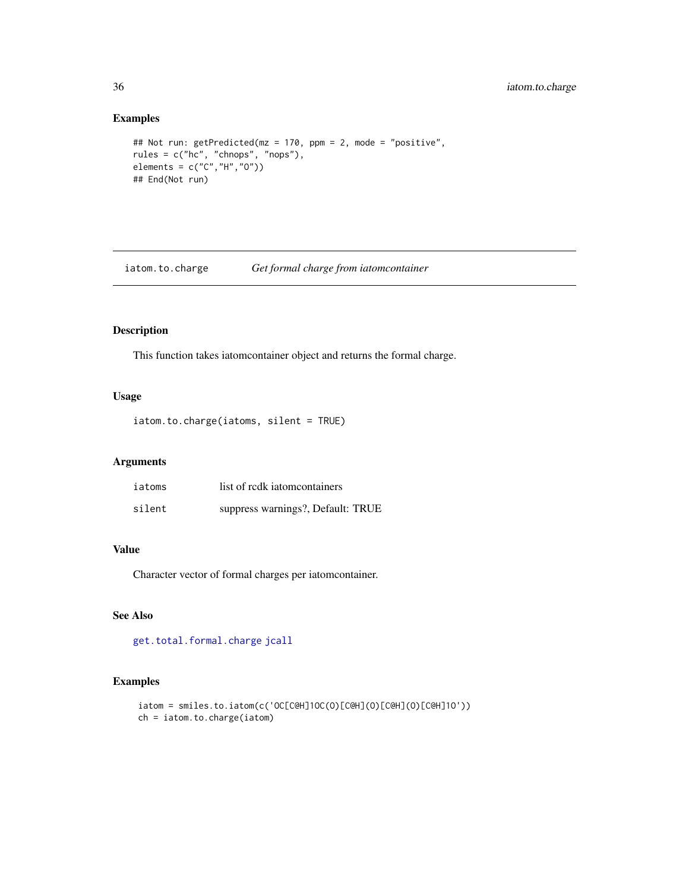## Examples

```
## Not run: getPredicted(mz = 170, ppm = 2, mode = "positive",
rules = c("hc", "chnops", "nops"),
elements = c("C","H","O"))
## End(Not run)
```

---

# iatom.to.charge *Get formal charge from iatomcontainer*

---

## Description

This function takes iatomcontainer object and returns the formal charge.

## Usage

```
iatom.to.charge(iatoms, silent = TRUE)
```

## Arguments

| | |
|---|---|
| iatoms | list of rcdk iatomcontainers |
| silent | suppress warnings?, Default: TRUE |

## Value

Character vector of formal charges per iatomcontainer.

## See Also

get.total.formal.charge jcall

## Examples

```
iatom = smiles.to.iatom(c('OC[C@H]1OC(O)[C@H](O)[C@H](O)[C@H]1O'))
ch = iatom.to.charge(iatom)
```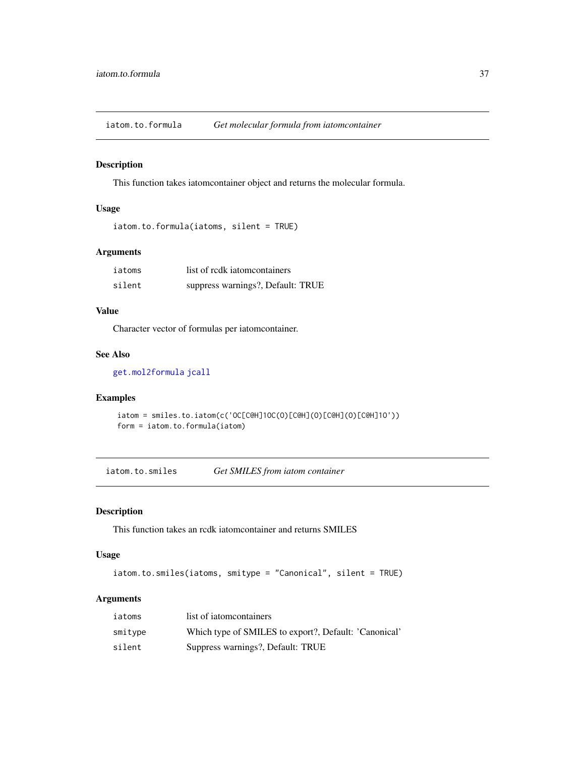## iatom.to.formula *Get molecular formula from iatomcontainer*

### Description

This function takes iatomcontainer object and returns the molecular formula.

### Usage

```
iatom.to.formula(iatoms, silent = TRUE)
```

### Arguments

| | |
|---|---|
| iatoms | list of rcdk iatomcontainers |
| silent | suppress warnings?, Default: TRUE |

### Value

Character vector of formulas per iatomcontainer.

### See Also

get.mol2formula jcall

### Examples

```
iatom = smiles.to.iatom(c('OC[C@H]1OC(O)[C@H](O)[C@H](O)[C@H]1O'))
form = iatom.to.formula(iatom)
```

## iatom.to.smiles *Get SMILES from iatom container*

### Description

This function takes an rcdk iatomcontainer and returns SMILES

### Usage

```
iatom.to.smiles(iatoms, smitype = "Canonical", silent = TRUE)
```

### Arguments

| | |
|---|---|
| iatoms | list of iatomcontainers |
| smitype | Which type of SMILES to export?, Default: 'Canonical' |
| silent | Suppress warnings?, Default: TRUE |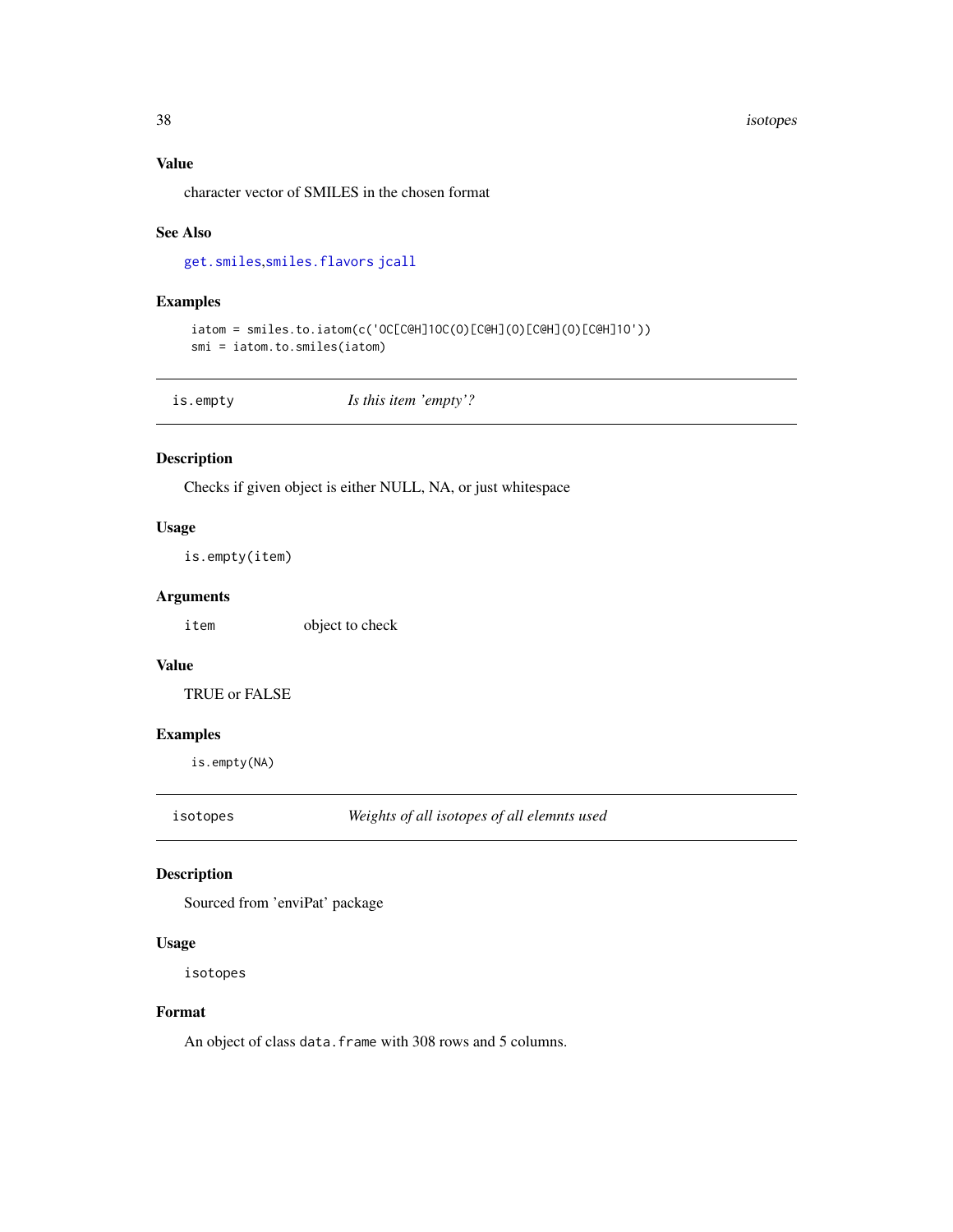### Value

character vector of SMILES in the chosen format

### See Also

get.smiles,smiles.flavors jcall

### Examples

```
iatom = smiles.to.iatom(c('OC[C@H]1OC(O)[C@H](O)[C@H](O)[C@H]1O'))
smi = iatom.to.smiles(iatom)
```

---

## is.empty — *Is this item 'empty'?*

### Description

Checks if given object is either NULL, NA, or just whitespace

### Usage

```
is.empty(item)
```

### Arguments

| | |
|---|---|
| item | object to check |

### Value

TRUE or FALSE

### Examples

```
is.empty(NA)
```

---

## isotopes — *Weights of all isotopes of all elemnts used*

### Description

Sourced from 'enviPat' package

### Usage

```
isotopes
```

### Format

An object of class `data.frame` with 308 rows and 5 columns.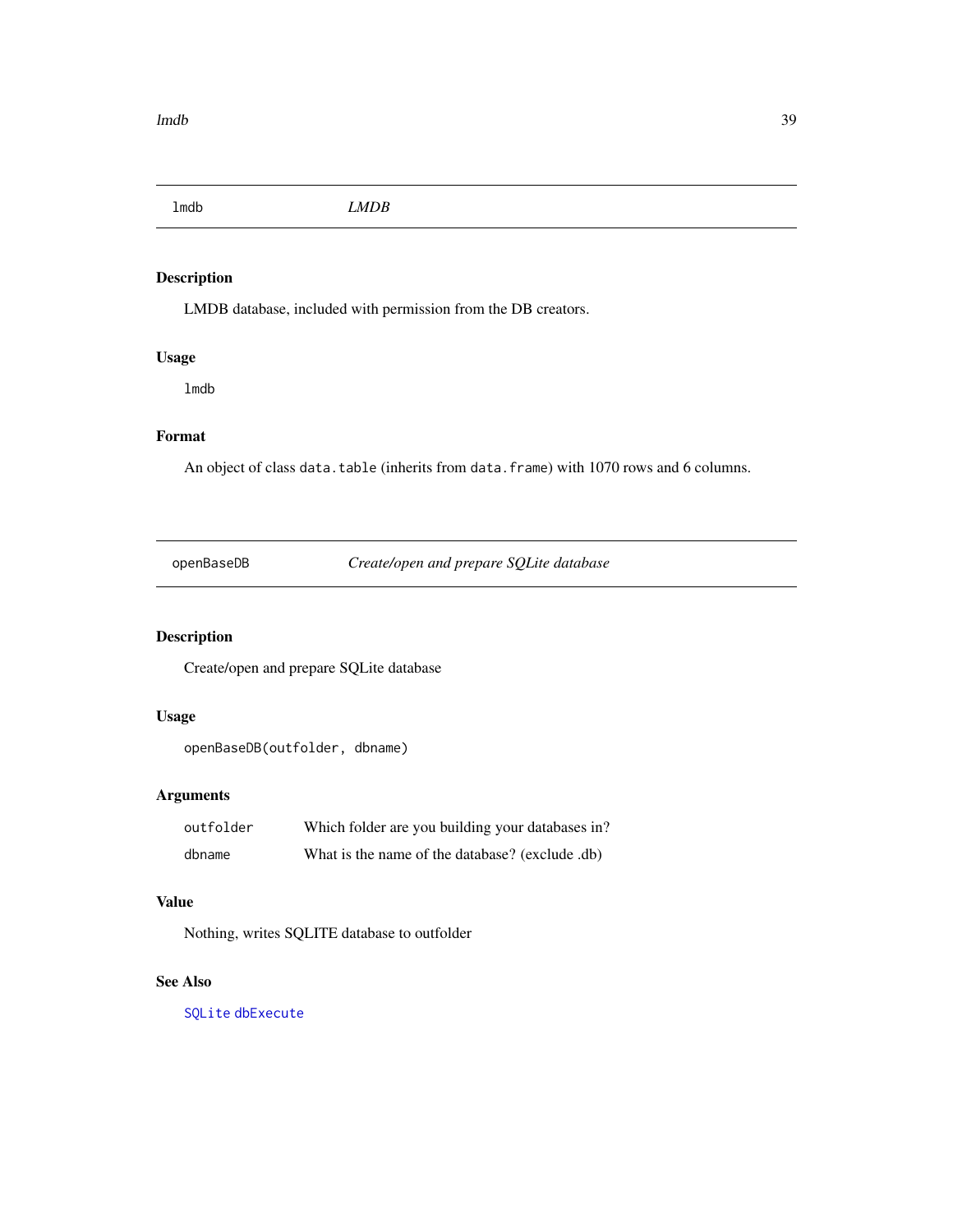## lmdb *LMDB*

### Description

LMDB database, included with permission from the DB creators.

### Usage

```
lmdb
```

### Format

An object of class `data.table` (inherits from `data.frame`) with 1070 rows and 6 columns.

## openBaseDB *Create/open and prepare SQLite database*

### Description

Create/open and prepare SQLite database

### Usage

```
openBaseDB(outfolder, dbname)
```

### Arguments

| | |
|---|---|
| outfolder | Which folder are you building your databases in? |
| dbname | What is the name of the database? (exclude .db) |

### Value

Nothing, writes SQLITE database to outfolder

### See Also

`SQLite` `dbExecute`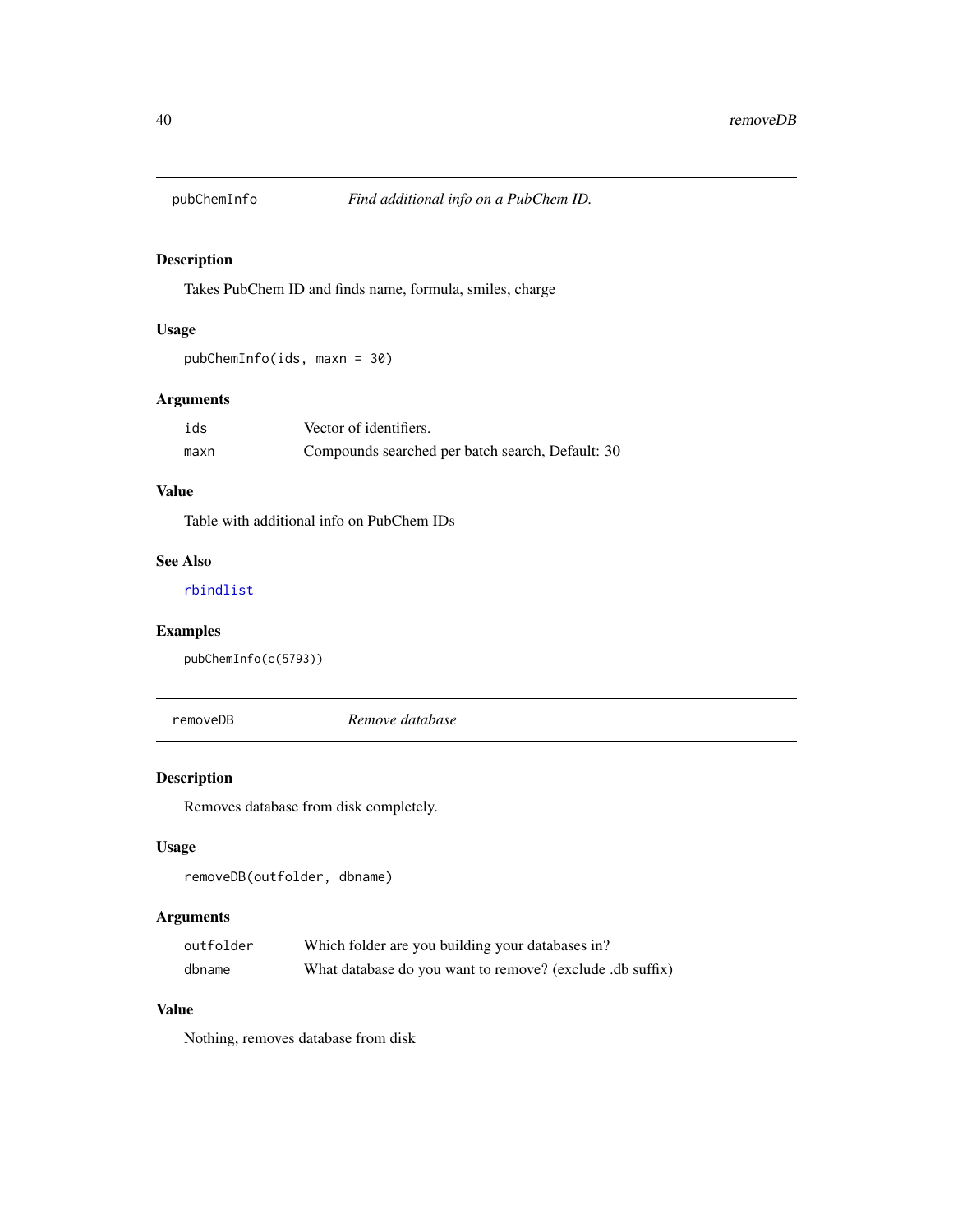## pubChemInfo *Find additional info on a PubChem ID.*

### Description

Takes PubChem ID and finds name, formula, smiles, charge

### Usage

```
pubChemInfo(ids, maxn = 30)
```

### Arguments

| | |
|---|---|
| ids | Vector of identifiers. |
| maxn | Compounds searched per batch search, Default: 30 |

### Value

Table with additional info on PubChem IDs

### See Also

rbindlist

### Examples

```
pubChemInfo(c(5793))
```

## removeDB *Remove database*

### Description

Removes database from disk completely.

### Usage

```
removeDB(outfolder, dbname)
```

### Arguments

| | |
|---|---|
| outfolder | Which folder are you building your databases in? |
| dbname | What database do you want to remove? (exclude .db suffix) |

### Value

Nothing, removes database from disk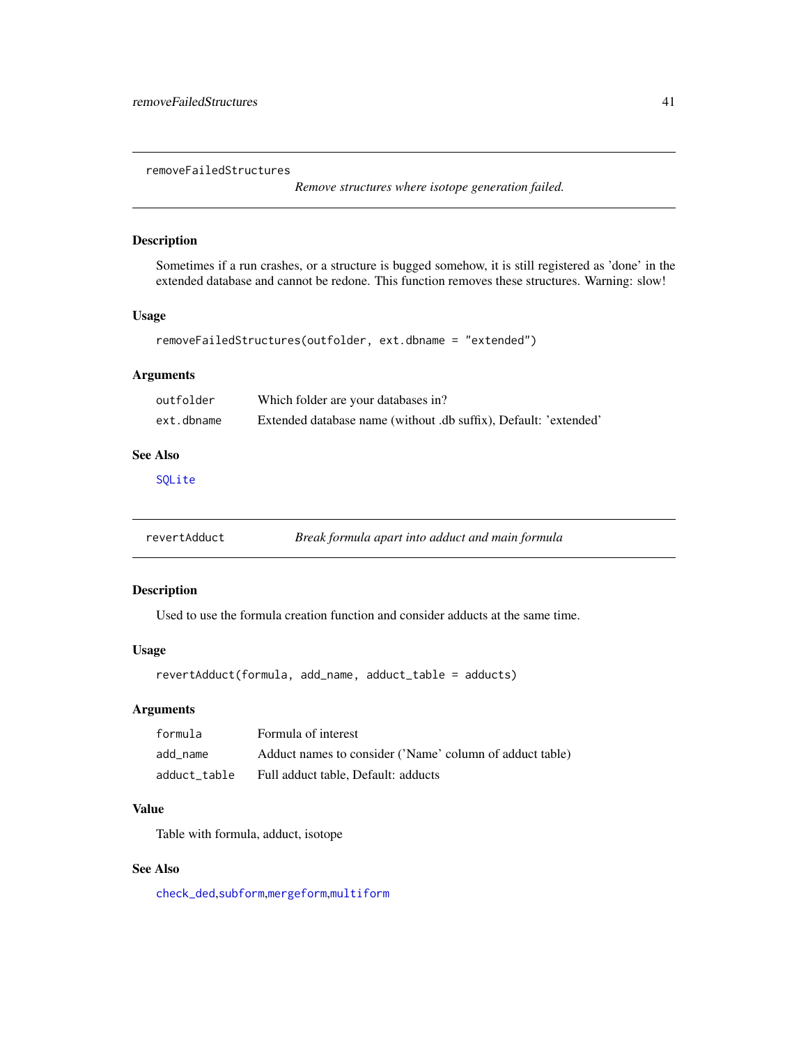## removeFailedStructures

*Remove structures where isotope generation failed.*

### Description

Sometimes if a run crashes, or a structure is bugged somehow, it is still registered as 'done' in the extended database and cannot be redone. This function removes these structures. Warning: slow!

### Usage

```
removeFailedStructures(outfolder, ext.dbname = "extended")
```

### Arguments

| | |
|---|---|
| outfolder | Which folder are your databases in? |
| ext.dbname | Extended database name (without .db suffix), Default: 'extended' |

### See Also

SQLite

## revertAdduct

*Break formula apart into adduct and main formula*

### Description

Used to use the formula creation function and consider adducts at the same time.

### Usage

```
revertAdduct(formula, add_name, adduct_table = adducts)
```

### Arguments

| | |
|---|---|
| formula | Formula of interest |
| add_name | Adduct names to consider ('Name' column of adduct table) |
| adduct_table | Full adduct table, Default: adducts |

### Value

Table with formula, adduct, isotope

### See Also

check_ded,subform,mergeform,multiform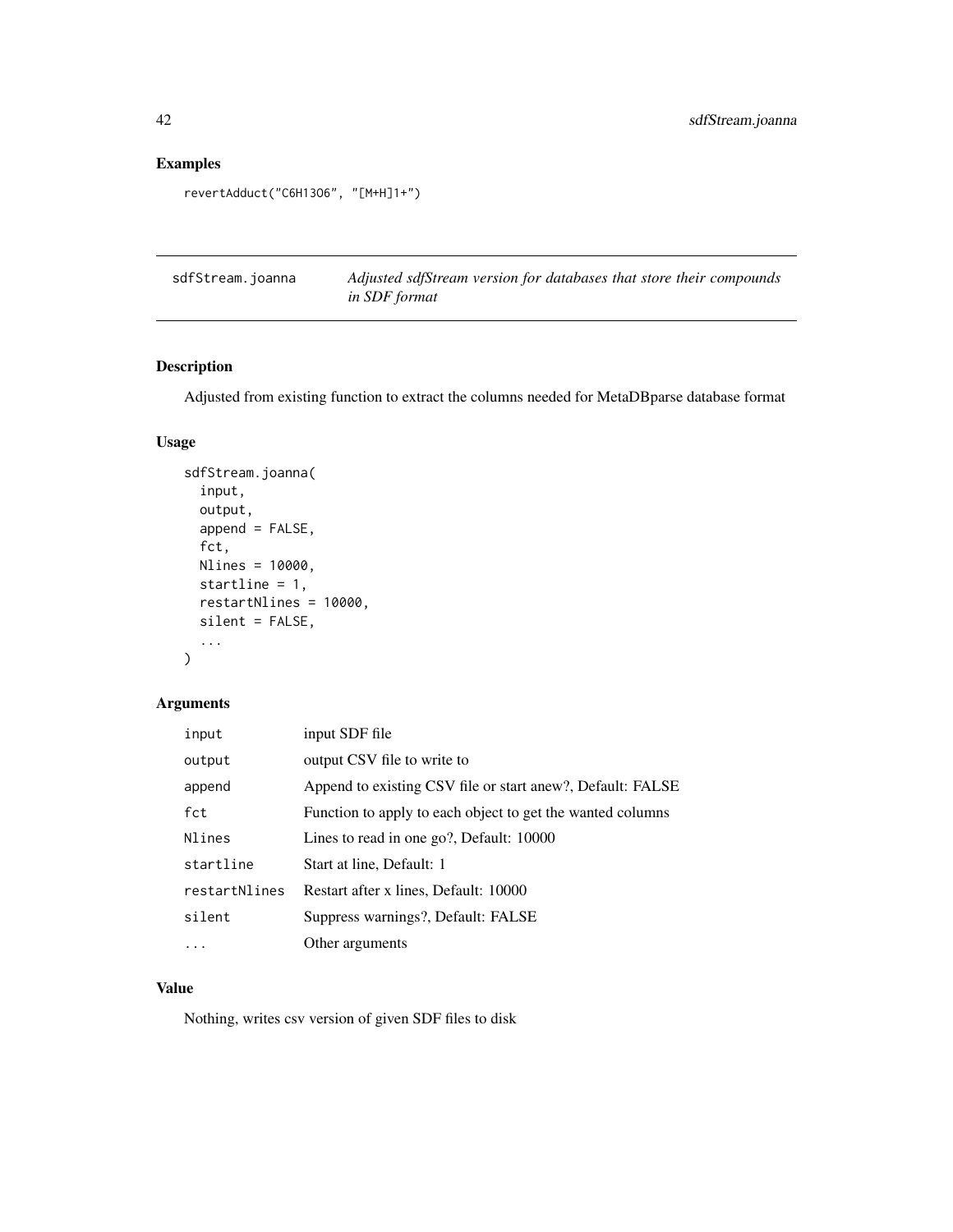## Examples

```
revertAdduct("C6H12O6", "[M+H]1+")
```

---

# sdfStream.joanna — *Adjusted sdfStream version for databases that store their compounds in SDF format*

---

## Description

Adjusted from existing function to extract the columns needed for MetaDBparse database format

## Usage

```
sdfStream.joanna(
  input,
  output,
  append = FALSE,
  fct,
  Nlines = 10000,
  startline = 1,
  restartNlines = 10000,
  silent = FALSE,
  ...
)
```

## Arguments

| | |
|---|---|
| `input` | input SDF file |
| `output` | output CSV file to write to |
| `append` | Append to existing CSV file or start anew?, Default: FALSE |
| `fct` | Function to apply to each object to get the wanted columns |
| `Nlines` | Lines to read in one go?, Default: 10000 |
| `startline` | Start at line, Default: 1 |
| `restartNlines` | Restart after x lines, Default: 10000 |
| `silent` | Suppress warnings?, Default: FALSE |
| `...` | Other arguments |

## Value

Nothing, writes csv version of given SDF files to disk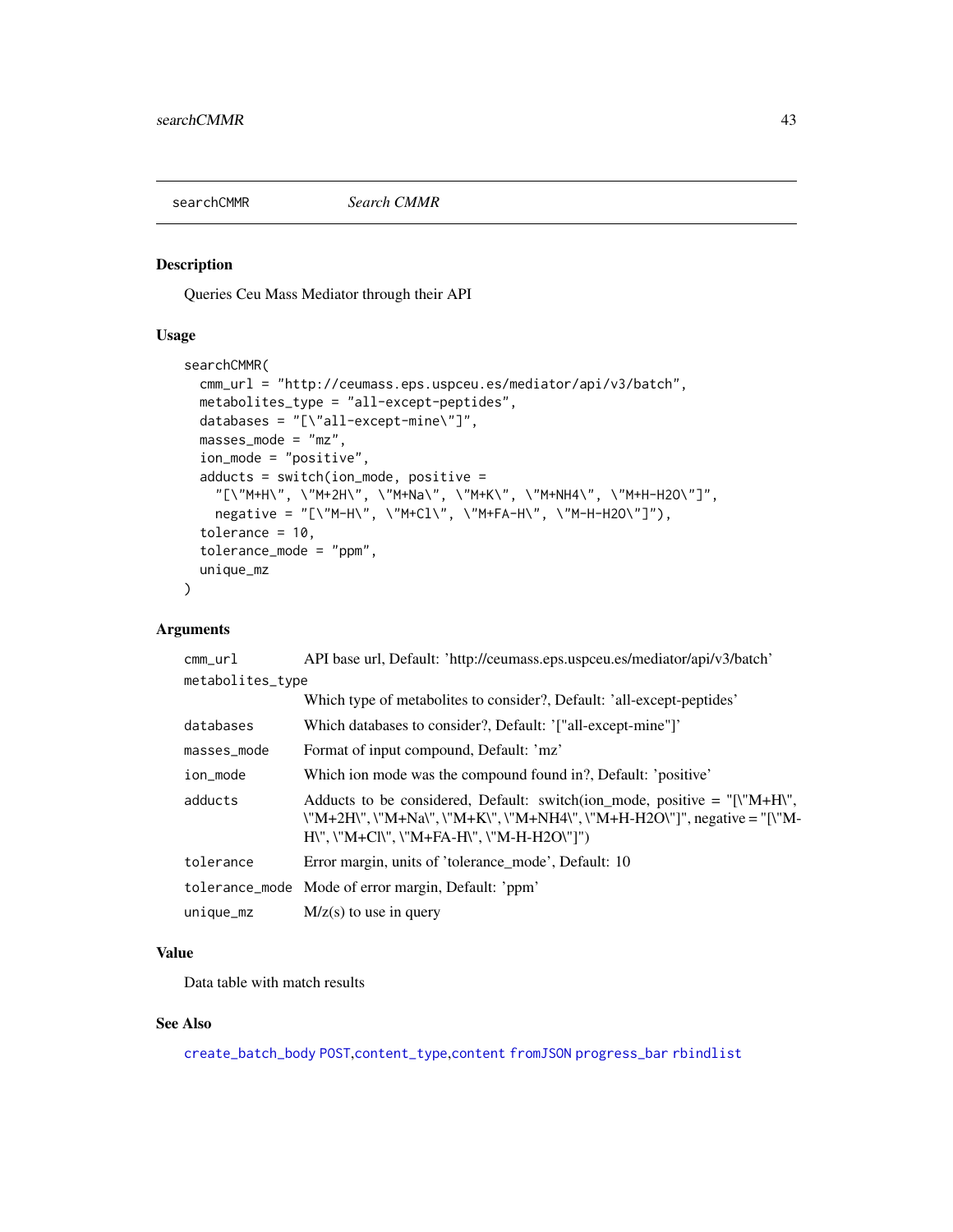## searchCMMR — *Search CMMR*

### Description

Queries Ceu Mass Mediator through their API

### Usage

```
searchCMMR(
  cmm_url = "http://ceumass.eps.uspceu.es/mediator/api/v3/batch",
  metabolites_type = "all-except-peptides",
  databases = "[\"all-except-mine\"]",
  masses_mode = "mz",
  ion_mode = "positive",
  adducts = switch(ion_mode, positive =
    "[\"M+H\", \"M+2H\", \"M+Na\", \"M+K\", \"M+NH4\", \"M+H-H2O\"]",
    negative = "[\"M-H\", \"M+Cl\", \"M+FA-H\", \"M-H-H2O\"]"),
  tolerance = 10,
  tolerance_mode = "ppm",
  unique_mz
)
```

### Arguments

| | |
|---|---|
| `cmm_url` | API base url, Default: 'http://ceumass.eps.uspceu.es/mediator/api/v3/batch' |
| `metabolites_type` | Which type of metabolites to consider?, Default: 'all-except-peptides' |
| `databases` | Which databases to consider?, Default: '["all-except-mine"]' |
| `masses_mode` | Format of input compound, Default: 'mz' |
| `ion_mode` | Which ion mode was the compound found in?, Default: 'positive' |
| `adducts` | Adducts to be considered, Default: switch(ion_mode, positive = "[\"M+H\", \"M+2H\", \"M+Na\", \"M+K\", \"M+NH4\", \"M+H-H2O\"]", negative = "[\"M-H\", \"M+Cl\", \"M+FA-H\", \"M-H-H2O\"]") |
| `tolerance` | Error margin, units of 'tolerance_mode', Default: 10 |
| `tolerance_mode` | Mode of error margin, Default: 'ppm' |
| `unique_mz` | M/z(s) to use in query |

### Value

Data table with match results

### See Also

create_batch_body POST,content_type,content fromJSON progress_bar rbindlist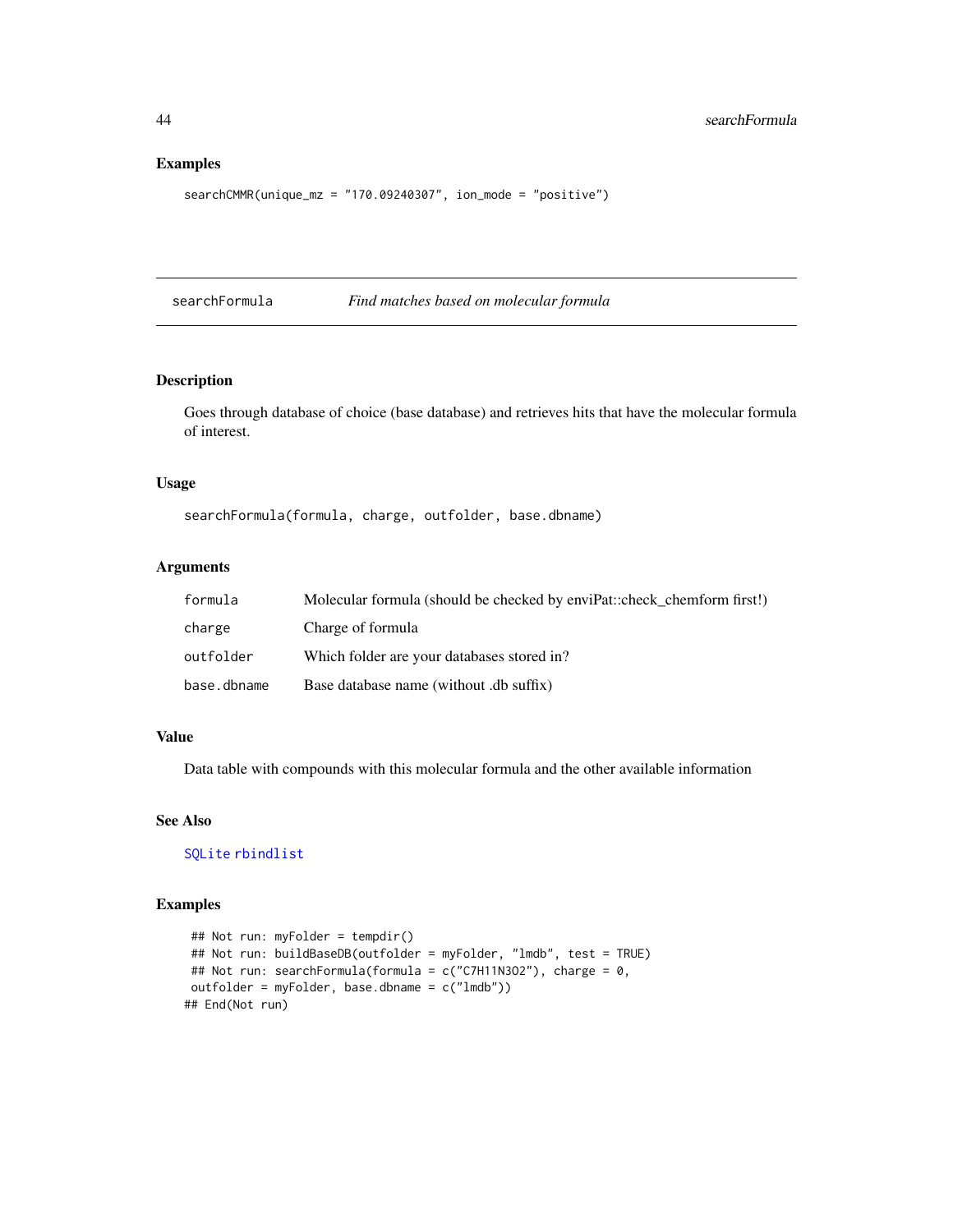## Examples

```
searchCMMR(unique_mz = "170.09240307", ion_mode = "positive")
```

---

## searchFormula *Find matches based on molecular formula*

### Description

Goes through database of choice (base database) and retrieves hits that have the molecular formula of interest.

### Usage

```
searchFormula(formula, charge, outfolder, base.dbname)
```

### Arguments

| | |
|---|---|
| formula | Molecular formula (should be checked by enviPat::check_chemform first!) |
| charge | Charge of formula |
| outfolder | Which folder are your databases stored in? |
| base.dbname | Base database name (without .db suffix) |

### Value

Data table with compounds with this molecular formula and the other available information

### See Also

SQLite rbindlist

### Examples

```
 ## Not run: myFolder = tempdir()
 ## Not run: buildBaseDB(outfolder = myFolder, "lmdb", test = TRUE)
 ## Not run: searchFormula(formula = c("C7H11N3O2"), charge = 0,
 outfolder = myFolder, base.dbname = c("lmdb"))
## End(Not run)
```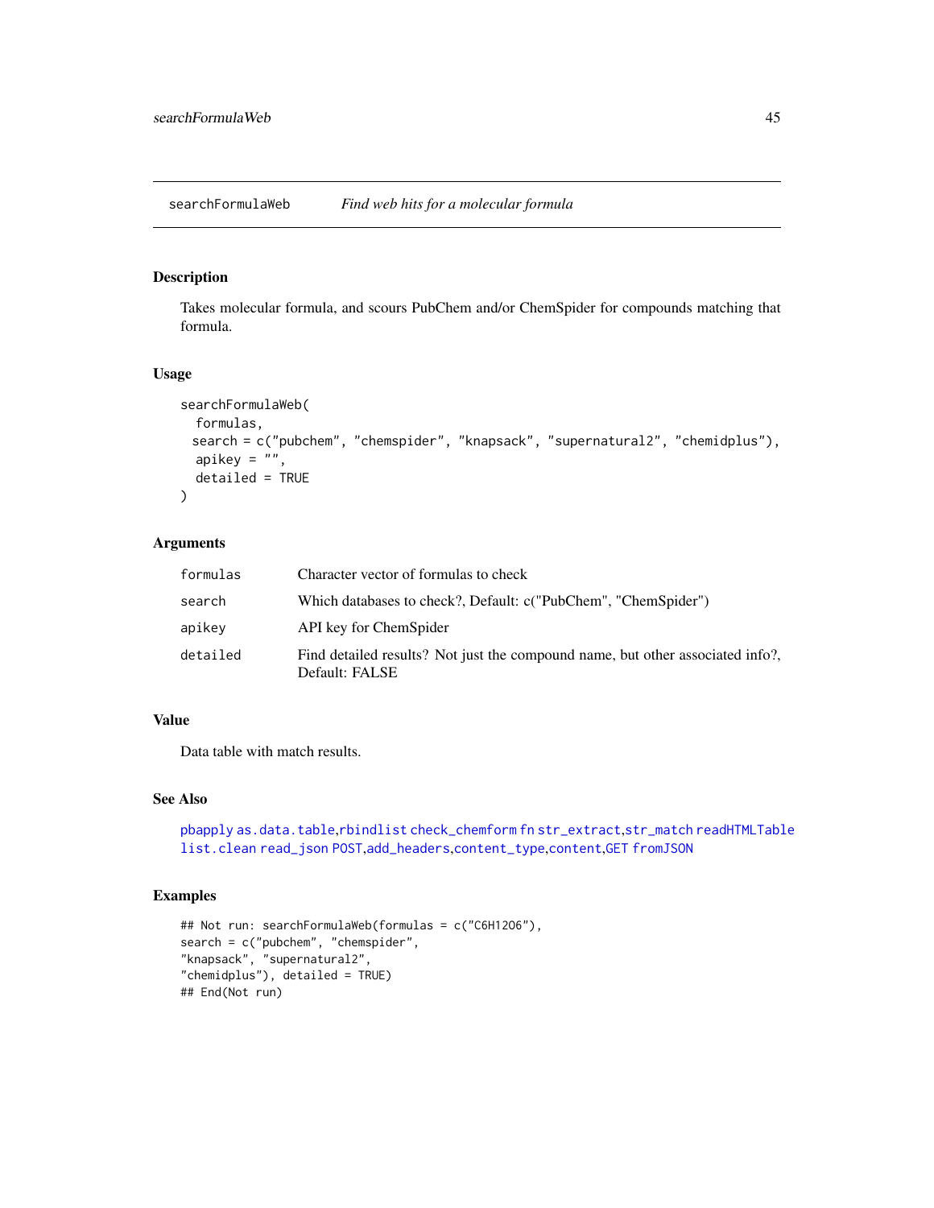searchFormulaWeb *Find web hits for a molecular formula*

## Description

Takes molecular formula, and scours PubChem and/or ChemSpider for compounds matching that formula.

## Usage

```
searchFormulaWeb(
  formulas,
  search = c("pubchem", "chemspider", "knapsack", "supernatural2", "chemidplus"),
  apikey = "",
  detailed = TRUE
)
```

## Arguments

| | |
|---|---|
| formulas | Character vector of formulas to check |
| search | Which databases to check?, Default: c("PubChem", "ChemSpider") |
| apikey | API key for ChemSpider |
| detailed | Find detailed results? Not just the compound name, but other associated info?, Default: FALSE |

## Value

Data table with match results.

## See Also

pbapply as.data.table,rbindlist check_chemform fn str_extract,str_match readHTMLTable list.clean read_json POST,add_headers,content_type,content,GET fromJSON

## Examples

```
## Not run: searchFormulaWeb(formulas = c("C6H12O6"),
search = c("pubchem", "chemspider",
"knapsack", "supernatural2",
"chemidplus"), detailed = TRUE)
## End(Not run)
```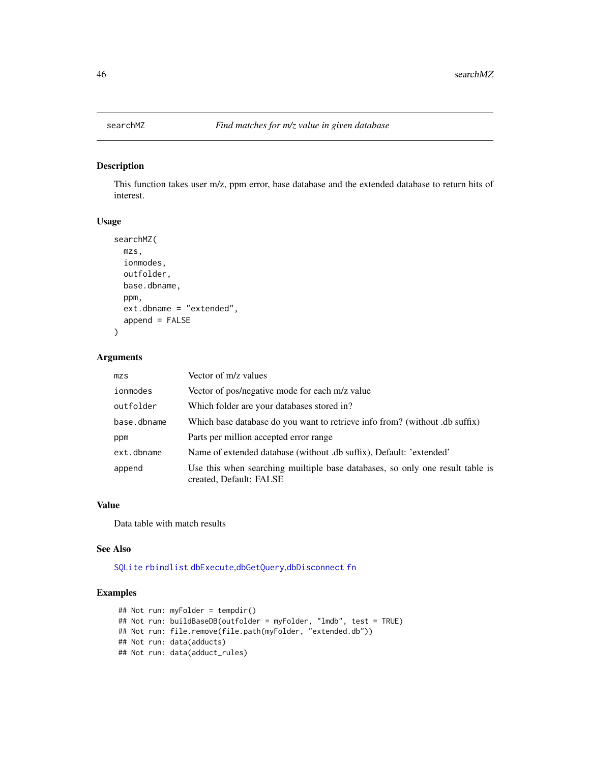searchMZ *Find matches for m/z value in given database*

## Description

This function takes user m/z, ppm error, base database and the extended database to return hits of interest.

## Usage

```
searchMZ(
  mzs,
  ionmodes,
  outfolder,
  base.dbname,
  ppm,
  ext.dbname = "extended",
  append = FALSE
)
```

## Arguments

| | |
|---|---|
| mzs | Vector of m/z values |
| ionmodes | Vector of pos/negative mode for each m/z value |
| outfolder | Which folder are your databases stored in? |
| base.dbname | Which base database do you want to retrieve info from? (without .db suffix) |
| ppm | Parts per million accepted error range |
| ext.dbname | Name of extended database (without .db suffix), Default: 'extended' |
| append | Use this when searching muiltiple base databases, so only one result table is created, Default: FALSE |

## Value

Data table with match results

## See Also

SQLite rbindlist dbExecute,dbGetQuery,dbDisconnect fn

## Examples

```
## Not run: myFolder = tempdir()
## Not run: buildBaseDB(outfolder = myFolder, "lmdb", test = TRUE)
## Not run: file.remove(file.path(myFolder, "extended.db"))
## Not run: data(adducts)
## Not run: data(adduct_rules)
```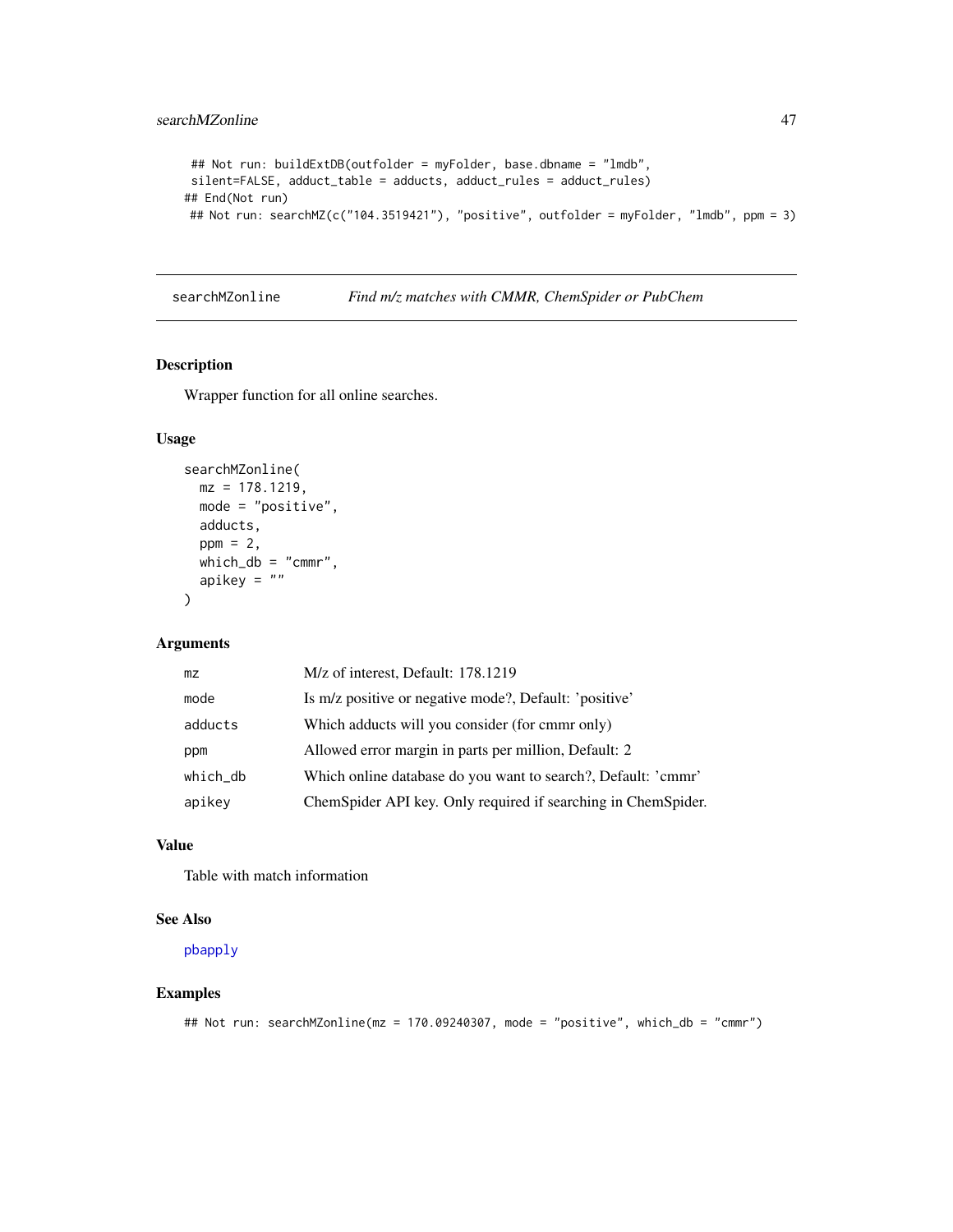```
## Not run: buildExtDB(outfolder = myFolder, base.dbname = "lmdb",
silent=FALSE, adduct_table = adducts, adduct_rules = adduct_rules)
## End(Not run)
## Not run: searchMZ(c("104.3519421"), "positive", outfolder = myFolder, "lmdb", ppm = 3)
```

---

## searchMZonline — *Find m/z matches with CMMR, ChemSpider or PubChem*

---

### Description

Wrapper function for all online searches.

### Usage

```
searchMZonline(
  mz = 178.1219,
  mode = "positive",
  adducts,
  ppm = 2,
  which_db = "cmmr",
  apikey = ""
)
```

### Arguments

| Argument | Description |
|---|---|
| mz | M/z of interest, Default: 178.1219 |
| mode | Is m/z positive or negative mode?, Default: 'positive' |
| adducts | Which adducts will you consider (for cmmr only) |
| ppm | Allowed error margin in parts per million, Default: 2 |
| which_db | Which online database do you want to search?, Default: 'cmmr' |
| apikey | ChemSpider API key. Only required if searching in ChemSpider. |

### Value

Table with match information

### See Also

pbapply

### Examples

```
## Not run: searchMZonline(mz = 170.09240307, mode = "positive", which_db = "cmmr")
```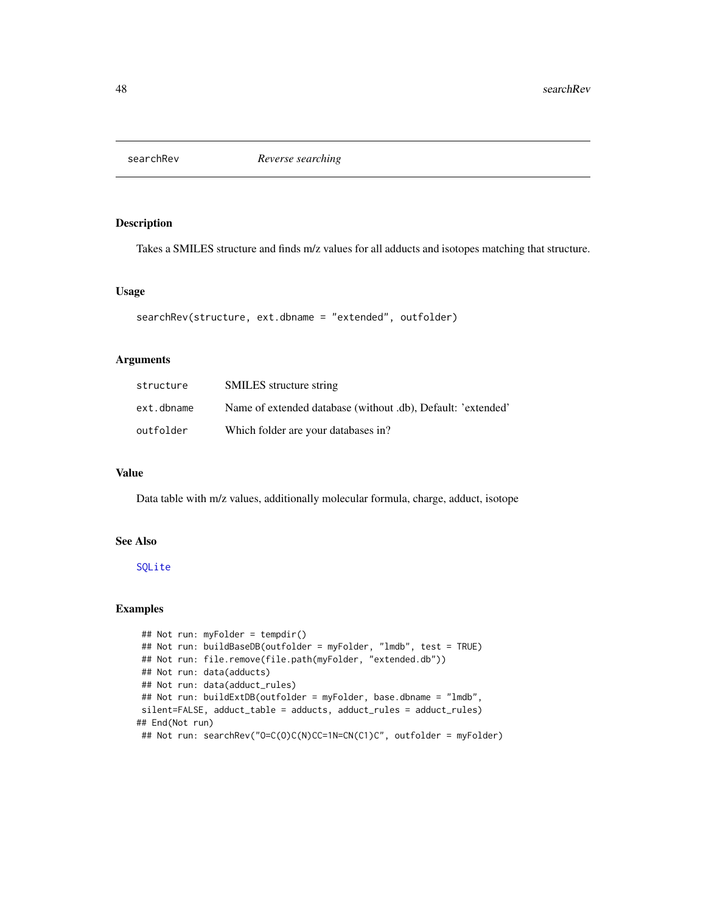# searchRev — *Reverse searching*

## Description

Takes a SMILES structure and finds m/z values for all adducts and isotopes matching that structure.

## Usage

```
searchRev(structure, ext.dbname = "extended", outfolder)
```

## Arguments

| | |
|---|---|
| structure | SMILES structure string |
| ext.dbname | Name of extended database (without .db), Default: 'extended' |
| outfolder | Which folder are your databases in? |

## Value

Data table with m/z values, additionally molecular formula, charge, adduct, isotope

## See Also

SQLite

## Examples

```
 ## Not run: myFolder = tempdir()
 ## Not run: buildBaseDB(outfolder = myFolder, "lmdb", test = TRUE)
 ## Not run: file.remove(file.path(myFolder, "extended.db"))
 ## Not run: data(adducts)
 ## Not run: data(adduct_rules)
 ## Not run: buildExtDB(outfolder = myFolder, base.dbname = "lmdb",
 silent=FALSE, adduct_table = adducts, adduct_rules = adduct_rules)
## End(Not run)
 ## Not run: searchRev("O=C(O)C(N)CC=1N=CN(C1)C", outfolder = myFolder)
```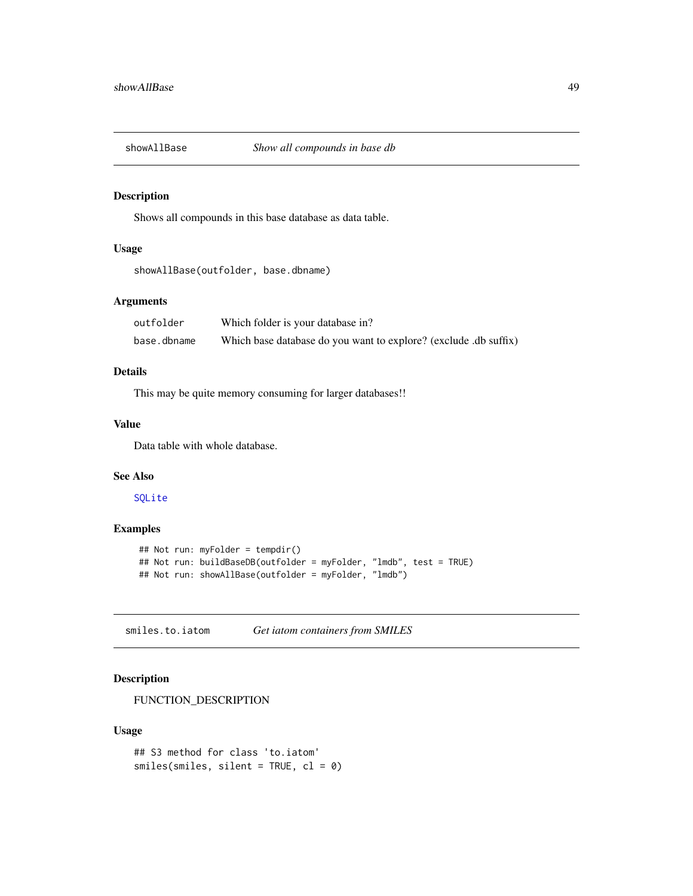## showAllBase — *Show all compounds in base db*

### Description

Shows all compounds in this base database as data table.

### Usage

```
showAllBase(outfolder, base.dbname)
```

### Arguments

| | |
|---|---|
| `outfolder` | Which folder is your database in? |
| `base.dbname` | Which base database do you want to explore? (exclude .db suffix) |

### Details

This may be quite memory consuming for larger databases!!

### Value

Data table with whole database.

### See Also

`SQLite`

### Examples

```
## Not run: myFolder = tempdir()
## Not run: buildBaseDB(outfolder = myFolder, "lmdb", test = TRUE)
## Not run: showAllBase(outfolder = myFolder, "lmdb")
```

## smiles.to.iatom — *Get iatom containers from SMILES*

### Description

FUNCTION_DESCRIPTION

### Usage

```
## S3 method for class 'to.iatom'
smiles(smiles, silent = TRUE, cl = 0)
```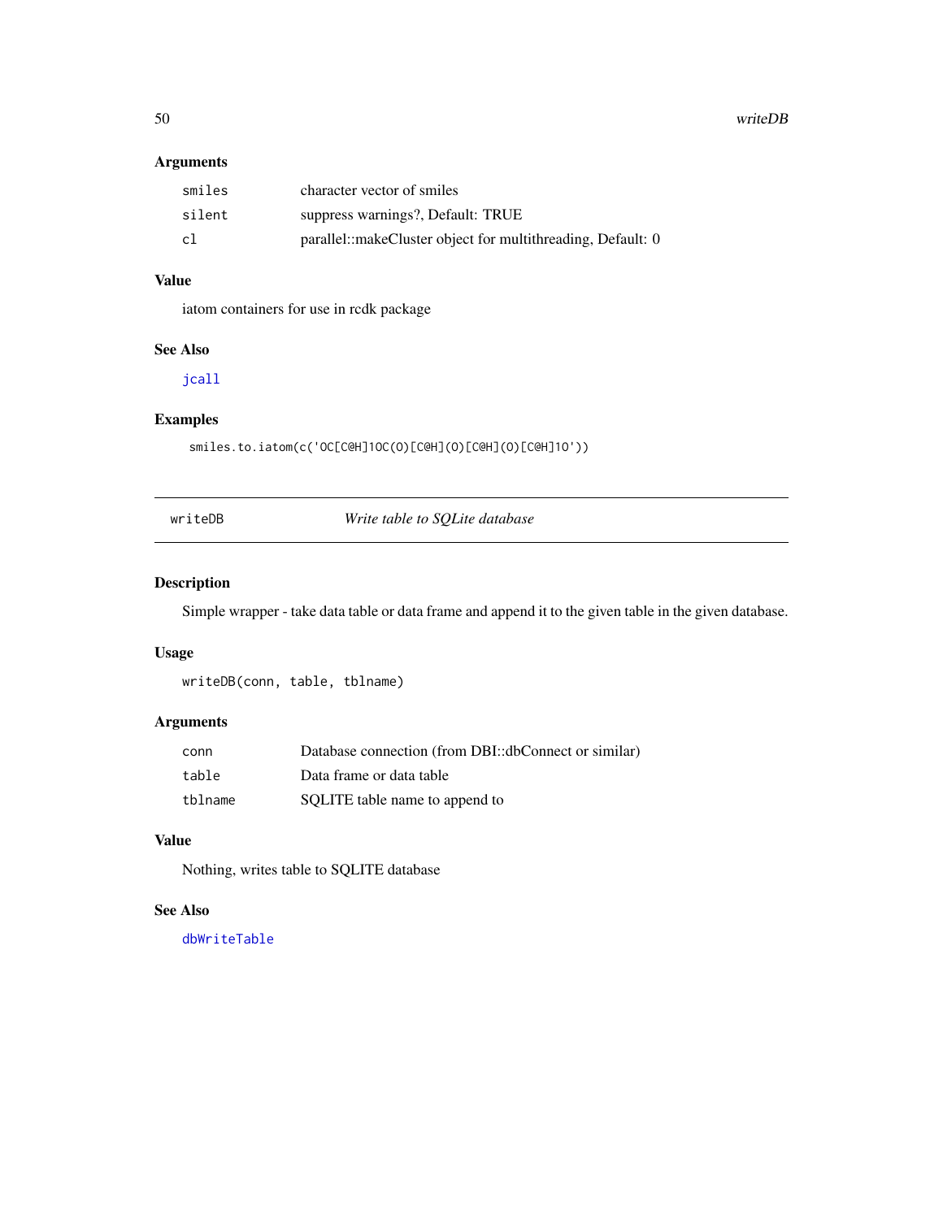### Arguments

| | |
|---|---|
| smiles | character vector of smiles |
| silent | suppress warnings?, Default: TRUE |
| cl | parallel::makeCluster object for multithreading, Default: 0 |

### Value

iatom containers for use in rcdk package

### See Also

`jcall`

### Examples

```
smiles.to.iatom(c('OC[C@H]1OC(O)[C@H](O)[C@H](O)[C@H]1O'))
```

---

## writeDB — *Write table to SQLite database*

### Description

Simple wrapper - take data table or data frame and append it to the given table in the given database.

### Usage

```
writeDB(conn, table, tblname)
```

### Arguments

| | |
|---|---|
| conn | Database connection (from DBI::dbConnect or similar) |
| table | Data frame or data table |
| tblname | SQLITE table name to append to |

### Value

Nothing, writes table to SQLITE database

### See Also

`dbWriteTable`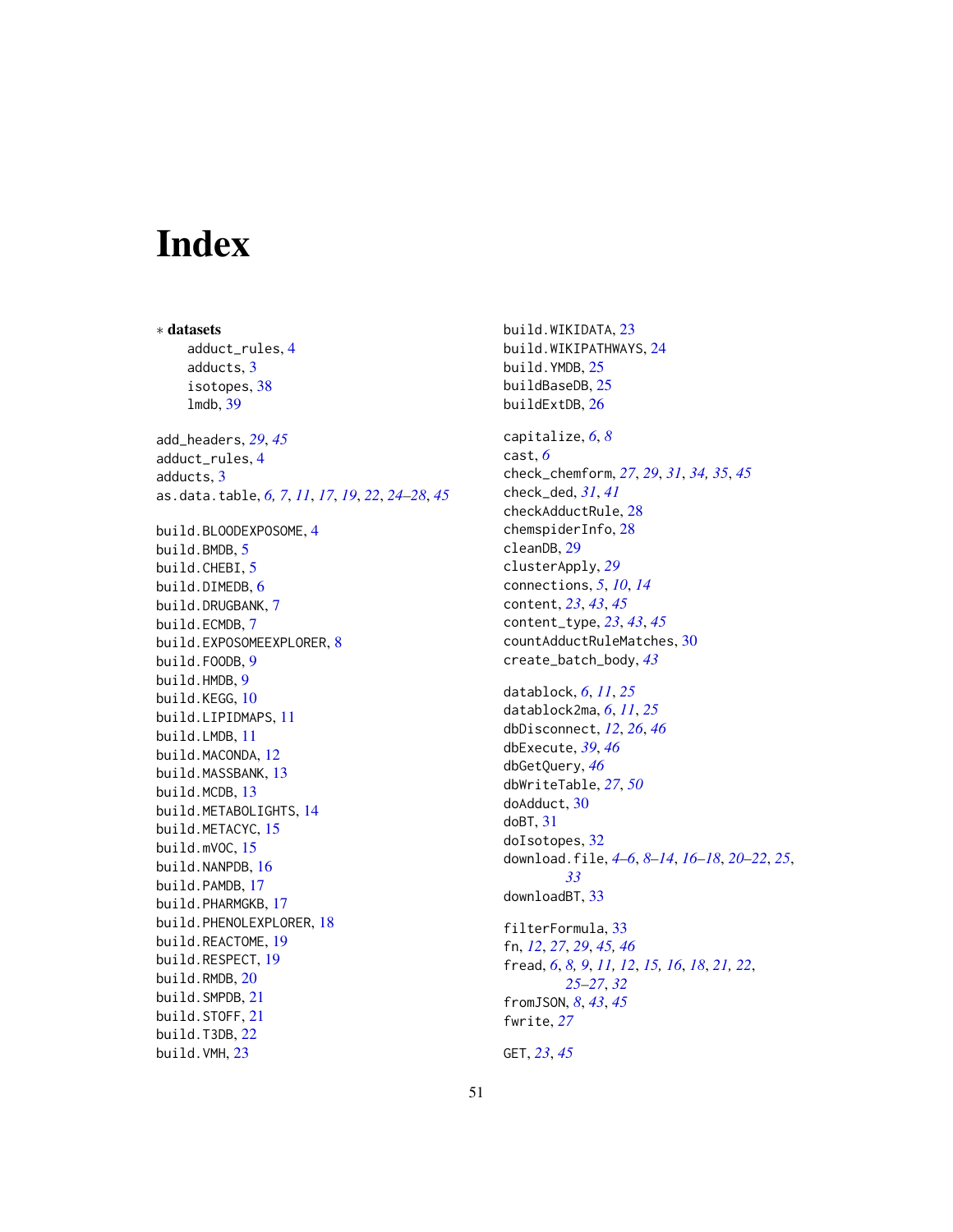# Index

∗ **datasets**

adduct_rules, 4
adducts, 3
isotopes, 38
lmdb, 39

add_headers, *29*, *45*
adduct_rules, 4
adducts, 3
as.data.table, *6, 7*, *11*, *17*, *19*, *22*, *24–28*, *45*

build.BLOODEXPOSOME, 4
build.BMDB, 5
build.CHEBI, 5
build.DIMEDB, 6
build.DRUGBANK, 7
build.ECMDB, 7
build.EXPOSOMEEXPLORER, 8
build.FOODB, 9
build.HMDB, 9
build.KEGG, 10
build.LIPIDMAPS, 11
build.LMDB, 11
build.MACONDA, 12
build.MASSBANK, 13
build.MCDB, 13
build.METABOLIGHTS, 14
build.METACYC, 15
build.mVOC, 15
build.NANPDB, 16
build.PAMDB, 17
build.PHARMGKB, 17
build.PHENOLEXPLORER, 18
build.REACTOME, 19
build.RESPECT, 19
build.RMDB, 20
build.SMPDB, 21
build.STOFF, 21
build.T3DB, 22
build.VMH, 23
build.WIKIDATA, 23
build.WIKIPATHWAYS, 24
build.YMDB, 25
buildBaseDB, 25
buildExtDB, 26

capitalize, *6*, *8*
cast, *6*
check_chemform, *27*, *29*, *31*, *34, 35*, *45*
check_ded, *31*, *41*
checkAdductRule, 28
chemspiderInfo, 28
cleanDB, 29
clusterApply, *29*
connections, *5*, *10*, *14*
content, *23*, *43*, *45*
content_type, *23*, *43*, *45*
countAdductRuleMatches, 30
create_batch_body, *43*

datablock, *6*, *11*, *25*
datablock2ma, *6*, *11*, *25*
dbDisconnect, *12*, *26*, *46*
dbExecute, *39*, *46*
dbGetQuery, *46*
dbWriteTable, *27*, *50*
doAdduct, 30
doBT, 31
doIsotopes, 32
download.file, *4–6*, *8–14*, *16–18*, *20–22*, *25*, *33*
downloadBT, 33

filterFormula, 33
fn, *12*, *27*, *29*, *45, 46*
fread, *6*, *8, 9*, *11*, *12*, *15, 16*, *18*, *21, 22*, *25–27*, *32*
fromJSON, *8*, *43*, *45*
fwrite, *27*

GET, *23*, *45*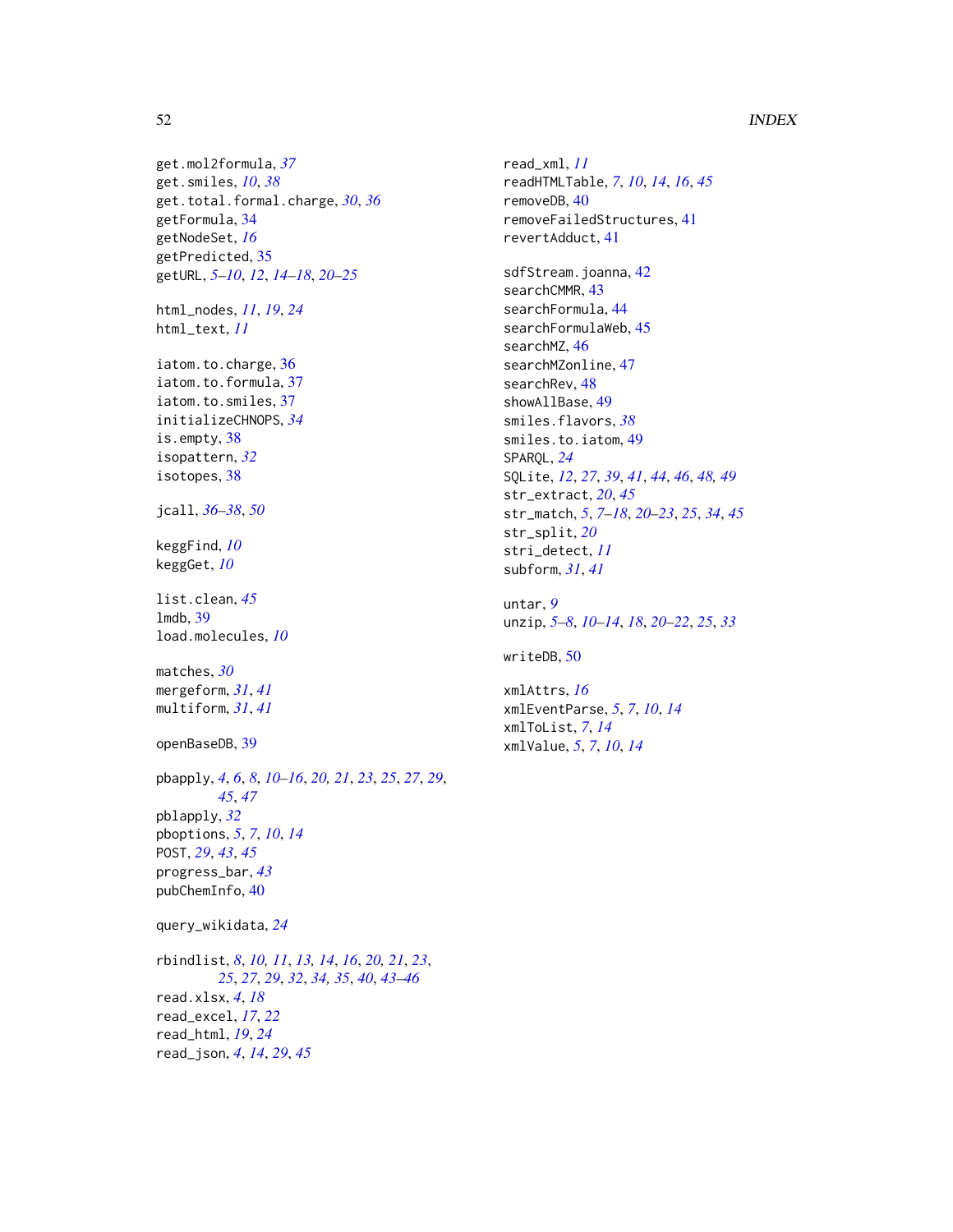get.mol2formula, *37*
get.smiles, *10*, *38*
get.total.formal.charge, *30*, *36*
getFormula, 34
getNodeSet, *16*
getPredicted, 35
getURL, *5–10*, *12*, *14–18*, *20–25*

html_nodes, *11*, *19*, *24*
html_text, *11*

iatom.to.charge, 36
iatom.to.formula, 37
iatom.to.smiles, 37
initializeCHNOPS, *34*
is.empty, 38
isopattern, *32*
isotopes, 38

jcall, *36–38*, *50*

keggFind, *10*
keggGet, *10*

list.clean, *45*
lmdb, 39
load.molecules, *10*

matches, *30*
mergeform, *31*, *41*
multiform, *31*, *41*

openBaseDB, 39

pbapply, *4*, *6*, *8*, *10–16*, *20, 21*, *23*, *25*, *27*, *29*, *45*, *47*
pblapply, *32*
pboptions, *5*, *7*, *10*, *14*
POST, *29*, *43*, *45*
progress_bar, *43*
pubChemInfo, 40

query_wikidata, *24*

rbindlist, *8*, *10, 11*, *13, 14*, *16*, *20, 21*, *23*, *25*, *27*, *29*, *32*, *34, 35*, *40*, *43–46*
read.xlsx, *4*, *18*
read_excel, *17*, *22*
read_html, *19*, *24*
read_json, *4*, *14*, *29*, *45*
read_xml, *11*
readHTMLTable, *7*, *10*, *14*, *16*, *45*
removeDB, 40
removeFailedStructures, 41
revertAdduct, 41

sdfStream.joanna, 42
searchCMMR, 43
searchFormula, 44
searchFormulaWeb, 45
searchMZ, 46
searchMZonline, 47
searchRev, 48
showAllBase, 49
smiles.flavors, *38*
smiles.to.iatom, 49
SPARQL, *24*
SQLite, *12*, *27*, *39*, *41*, *44*, *46*, *48, 49*
str_extract, *20*, *45*
str_match, *5*, *7–18*, *20–23*, *25*, *34*, *45*
str_split, *20*
stri_detect, *11*
subform, *31*, *41*

untar, *9*
unzip, *5–8*, *10–14*, *18*, *20–22*, *25*, *33*

writeDB, 50

xmlAttrs, *16*
xmlEventParse, *5*, *7*, *10*, *14*
xmlToList, *7*, *14*
xmlValue, *5*, *7*, *10*, *14*